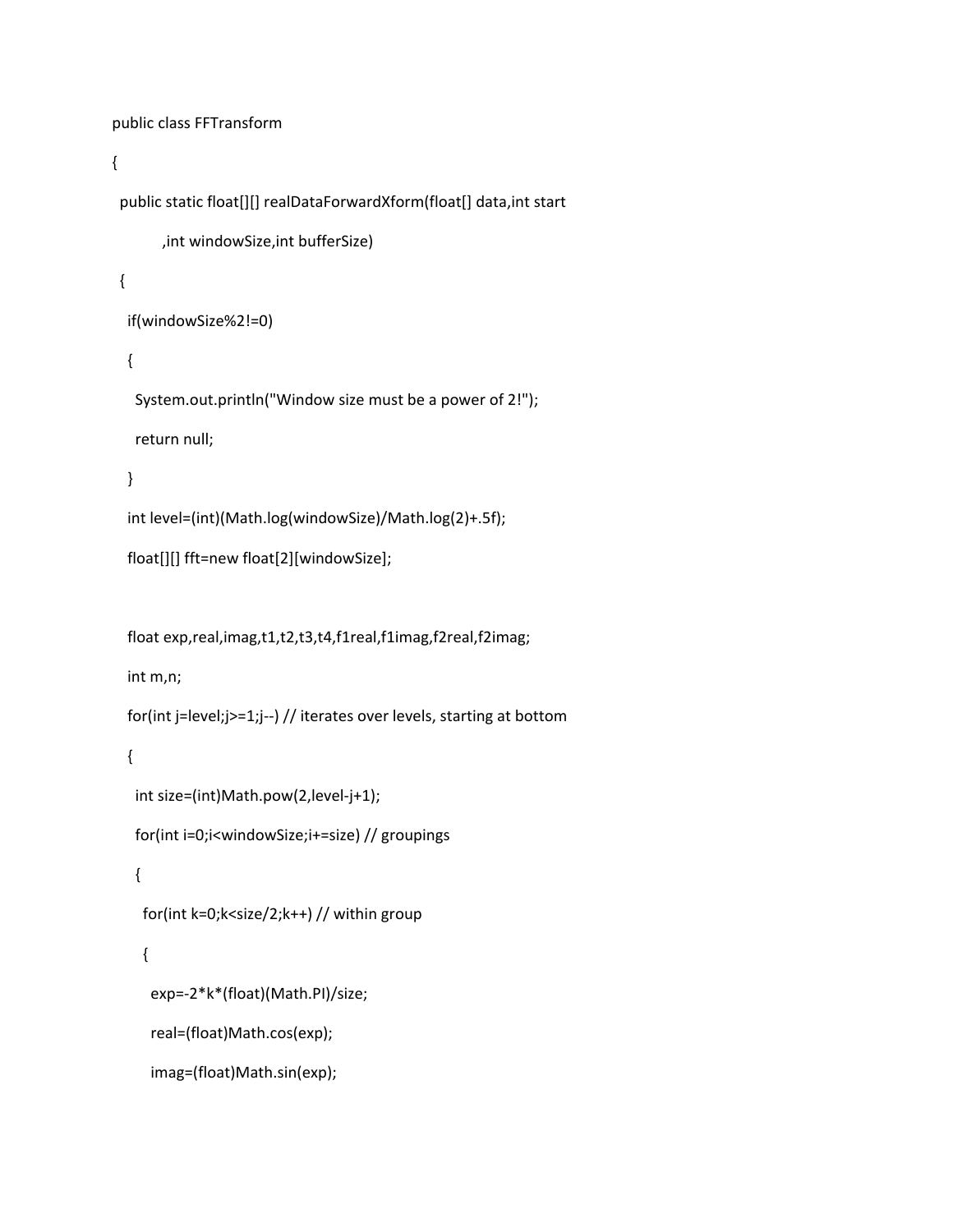```
public class FFTransform
{
  public static float[][] realDataForwardXform(float[] data,int start
          ,int windowSize,int bufferSize)
  {
    if(windowSize%2!=0)
    {
      System.out.println("Window size must be a power of 2!");
      return null;
    }
    int level=(int)(Math.log(windowSize)/Math.log(2)+.5f);
    float[][] fft=new float[2][windowSize];

    float exp,real,imag,t1,t2,t3,t4,f1real,f1imag,f2real,f2imag;
    int m,n;
    for(int j=level;j>=1;j--) // iterates over levels, starting at bottom
    {
      int size=(int)Math.pow(2,level-j+1);
      for(int i=0;i<windowSize;i+=size) // groupings
      {
        for(int k=0;k<size/2;k++) // within group
        {
          exp=-2*k*(float)(Math.PI)/size;
          real=(float)Math.cos(exp);
          imag=(float)Math.sin(exp);
```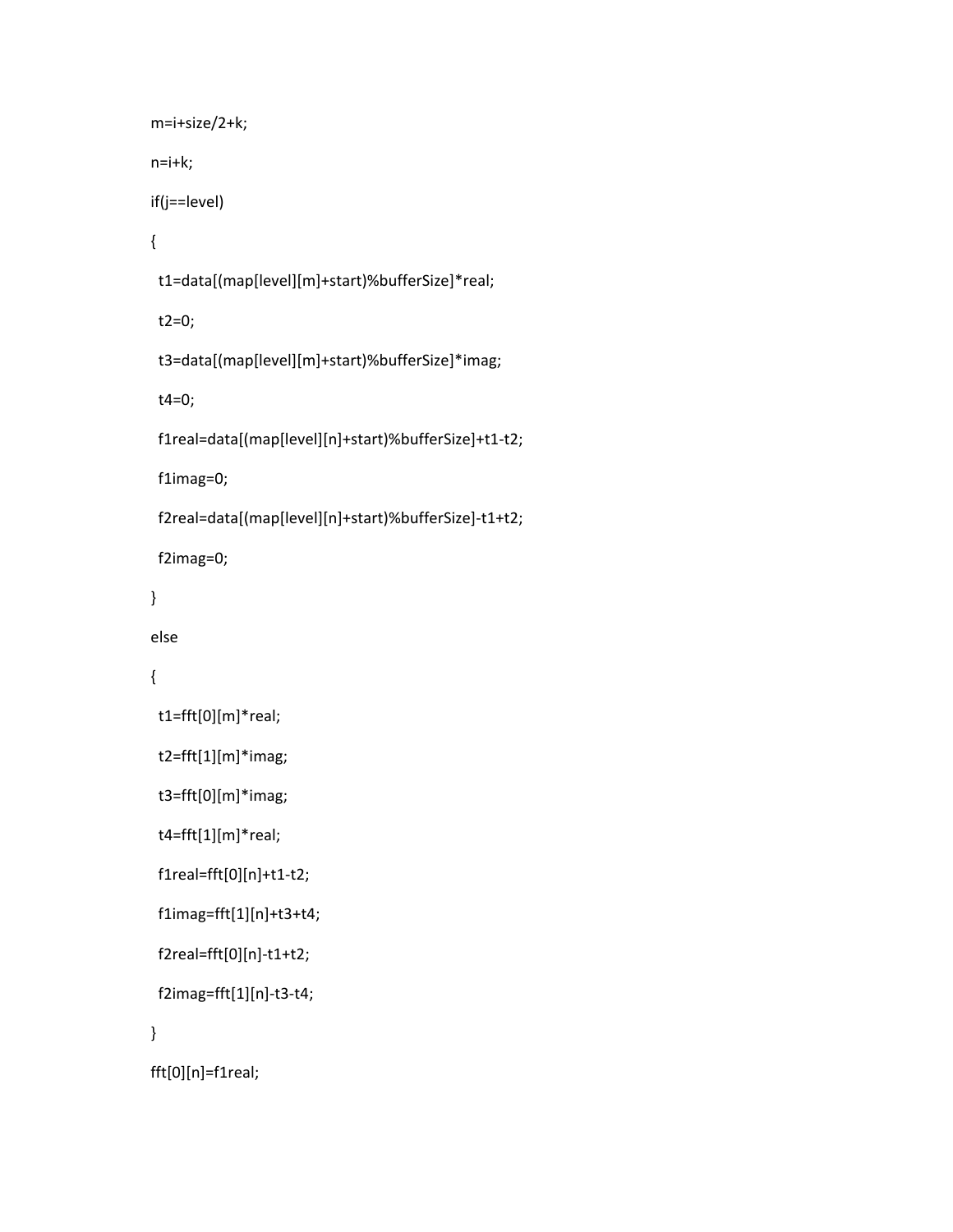```
m=i+size/2+k;

n=i+k;

if(j==level)

{

  t1=data[(map[level][m]+start)%bufferSize]*real;

  t2=0;

  t3=data[(map[level][m]+start)%bufferSize]*imag;

  t4=0;

  f1real=data[(map[level][n]+start)%bufferSize]+t1-t2;

  f1imag=0;

  f2real=data[(map[level][n]+start)%bufferSize]-t1+t2;

  f2imag=0;

}

else

{

  t1=fft[0][m]*real;

  t2=fft[1][m]*imag;

  t3=fft[0][m]*imag;

  t4=fft[1][m]*real;

  f1real=fft[0][n]+t1-t2;

  f1imag=fft[1][n]+t3+t4;

  f2real=fft[0][n]-t1+t2;

  f2imag=fft[1][n]-t3-t4;

}

fft[0][n]=f1real;
```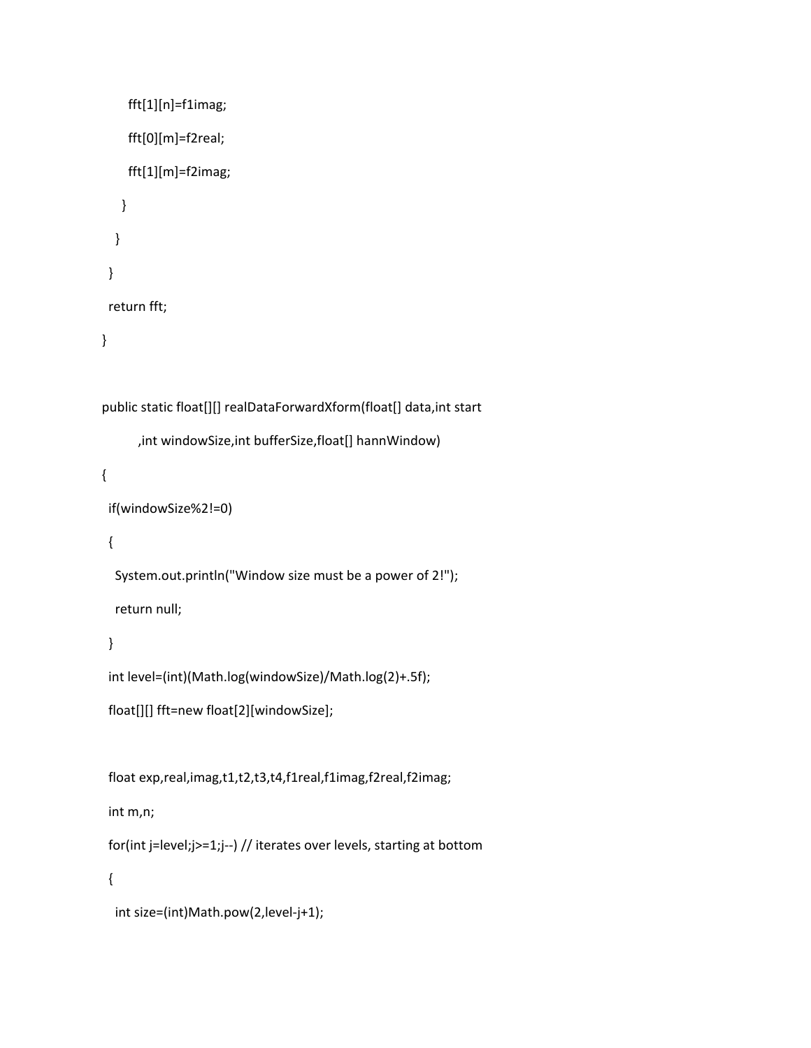```java
        fft[1][n]=f1imag;
        fft[0][m]=f2real;
        fft[1][m]=f2imag;
      }
    }
  }
  return fft;
}

public static float[][] realDataForwardXform(float[] data,int start
        ,int windowSize,int bufferSize,float[] hannWindow)
{
  if(windowSize%2!=0)
  {
    System.out.println("Window size must be a power of 2!");
    return null;
  }
  int level=(int)(Math.log(windowSize)/Math.log(2)+.5f);
  float[][] fft=new float[2][windowSize];

  float exp,real,imag,t1,t2,t3,t4,f1real,f1imag,f2real,f2imag;
  int m,n;
  for(int j=level;j>=1;j--) // iterates over levels, starting at bottom
  {
    int size=(int)Math.pow(2,level-j+1);
```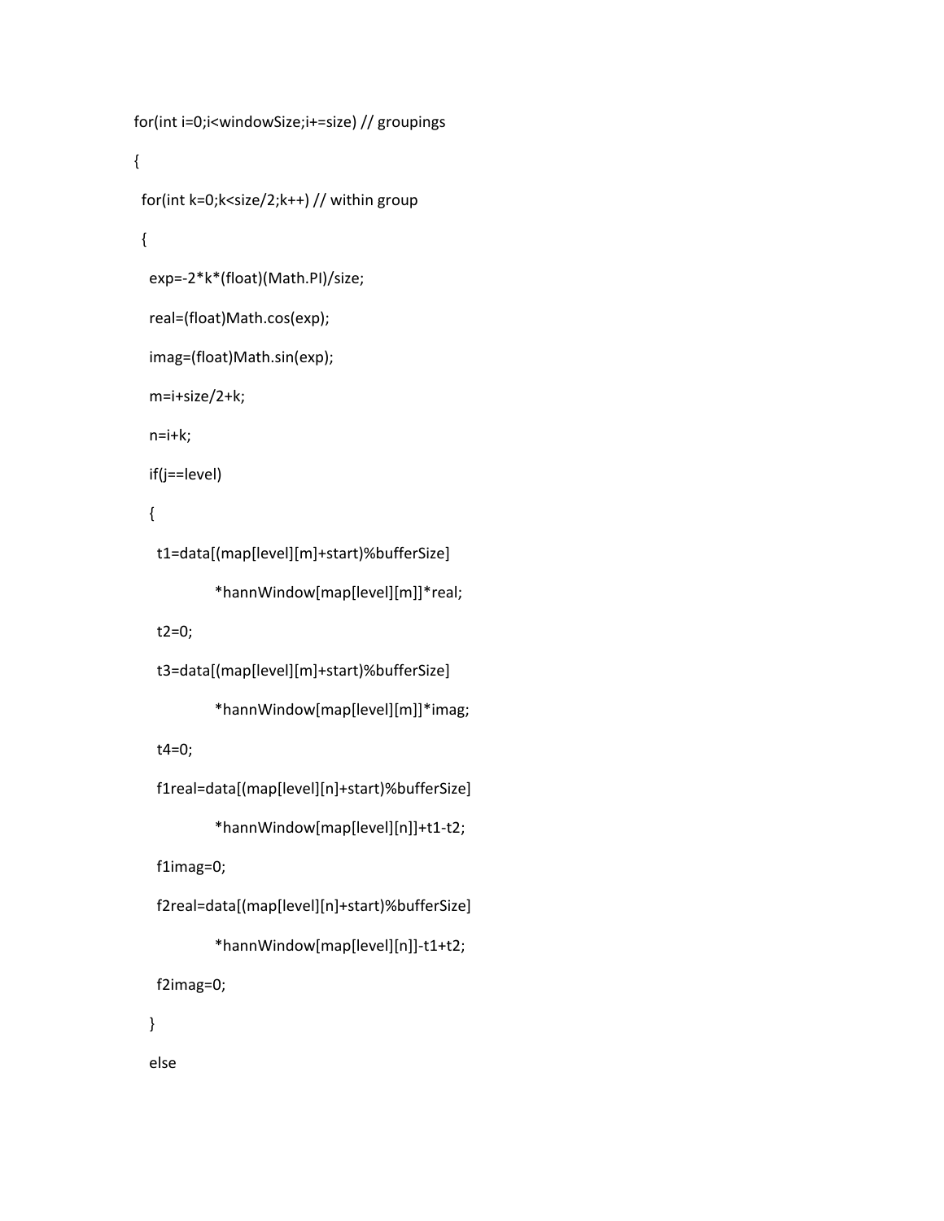```
for(int i=0;i<windowSize;i+=size) // groupings
{
  for(int k=0;k<size/2;k++) // within group
  {
    exp=-2*k*(float)(Math.PI)/size;
    real=(float)Math.cos(exp);
    imag=(float)Math.sin(exp);
    m=i+size/2+k;
    n=i+k;
    if(j==level)
    {
      t1=data[(map[level][m]+start)%bufferSize]
                *hannWindow[map[level][m]]*real;
      t2=0;
      t3=data[(map[level][m]+start)%bufferSize]
                *hannWindow[map[level][m]]*imag;
      t4=0;
      f1real=data[(map[level][n]+start)%bufferSize]
                *hannWindow[map[level][n]]+t1-t2;
      f1imag=0;
      f2real=data[(map[level][n]+start)%bufferSize]
                *hannWindow[map[level][n]]-t1+t2;
      f2imag=0;
    }
    else
```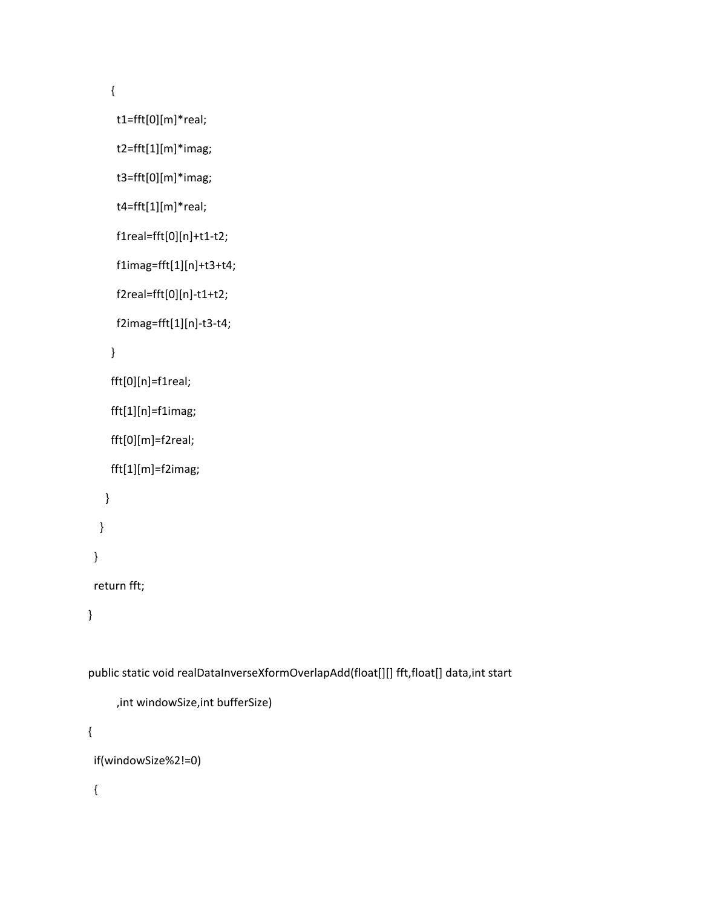```
      {
        t1=fft[0][m]*real;
        t2=fft[1][m]*imag;
        t3=fft[0][m]*imag;
        t4=fft[1][m]*real;
        f1real=fft[0][n]+t1-t2;
        f1imag=fft[1][n]+t3+t4;
        f2real=fft[0][n]-t1+t2;
        f2imag=fft[1][n]-t3-t4;
      }
      fft[0][n]=f1real;
      fft[1][n]=f1imag;
      fft[0][m]=f2real;
      fft[1][m]=f2imag;
    }
   }
  }
  return fft;
}

public static void realDataInverseXformOverlapAdd(float[][] fft,float[] data,int start
        ,int windowSize,int bufferSize)
{
  if(windowSize%2!=0)
  {
```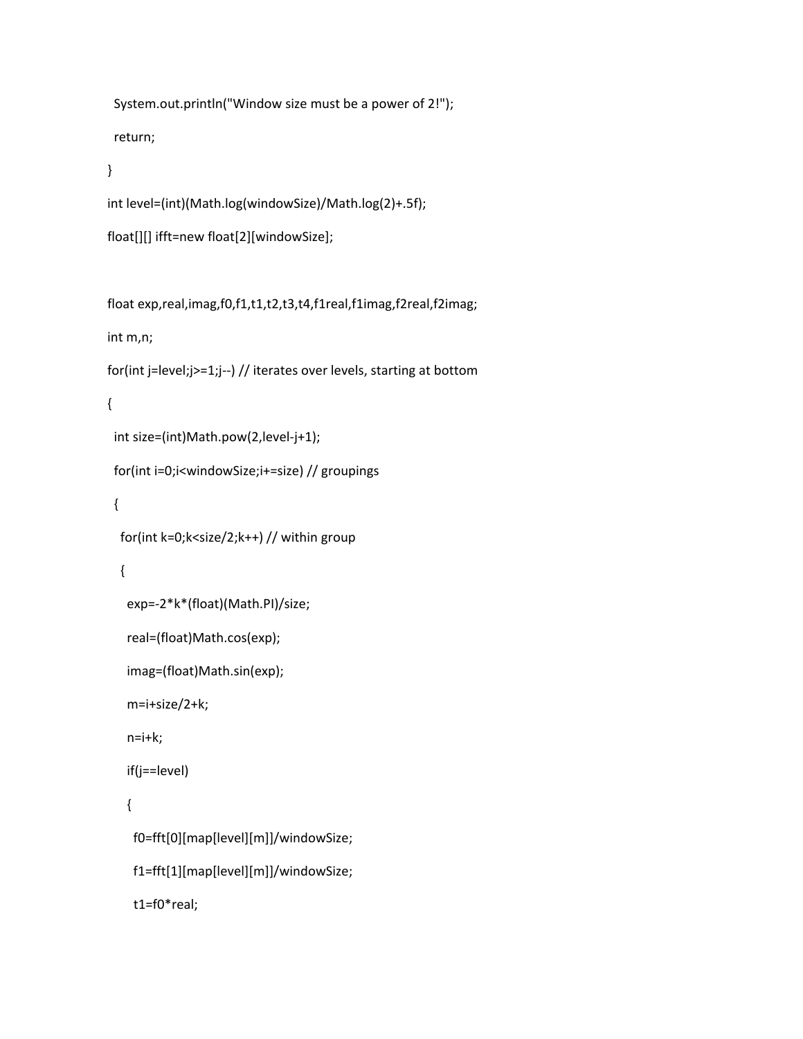```
  System.out.println("Window size must be a power of 2!");
  return;
}
int level=(int)(Math.log(windowSize)/Math.log(2)+.5f);
float[][] ifft=new float[2][windowSize];

float exp,real,imag,f0,f1,t1,t2,t3,t4,f1real,f1imag,f2real,f2imag;
int m,n;
for(int j=level;j>=1;j--) // iterates over levels, starting at bottom
{
  int size=(int)Math.pow(2,level-j+1);
  for(int i=0;i<windowSize;i+=size) // groupings
  {
    for(int k=0;k<size/2;k++) // within group
    {
      exp=-2*k*(float)(Math.PI)/size;
      real=(float)Math.cos(exp);
      imag=(float)Math.sin(exp);
      m=i+size/2+k;
      n=i+k;
      if(j==level)
      {
        f0=fft[0][map[level][m]]/windowSize;
        f1=fft[1][map[level][m]]/windowSize;
        t1=f0*real;
```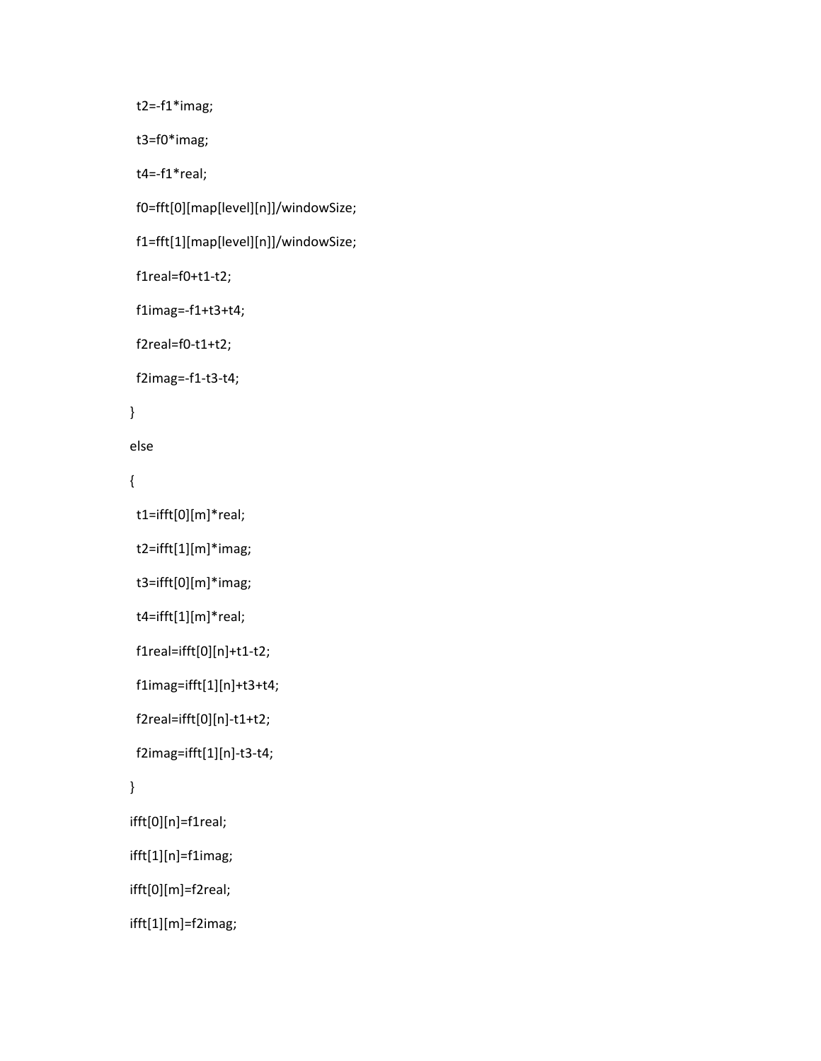```
  t2=-f1*imag;
  t3=f0*imag;
  t4=-f1*real;
  f0=fft[0][map[level][n]]/windowSize;
  f1=fft[1][map[level][n]]/windowSize;
  f1real=f0+t1-t2;
  f1imag=-f1+t3+t4;
  f2real=f0-t1+t2;
  f2imag=-f1-t3-t4;
}
else
{
  t1=ifft[0][m]*real;
  t2=ifft[1][m]*imag;
  t3=ifft[0][m]*imag;
  t4=ifft[1][m]*real;
  f1real=ifft[0][n]+t1-t2;
  f1imag=ifft[1][n]+t3+t4;
  f2real=ifft[0][n]-t1+t2;
  f2imag=ifft[1][n]-t3-t4;
}
ifft[0][n]=f1real;
ifft[1][n]=f1imag;
ifft[0][m]=f2real;
ifft[1][m]=f2imag;
```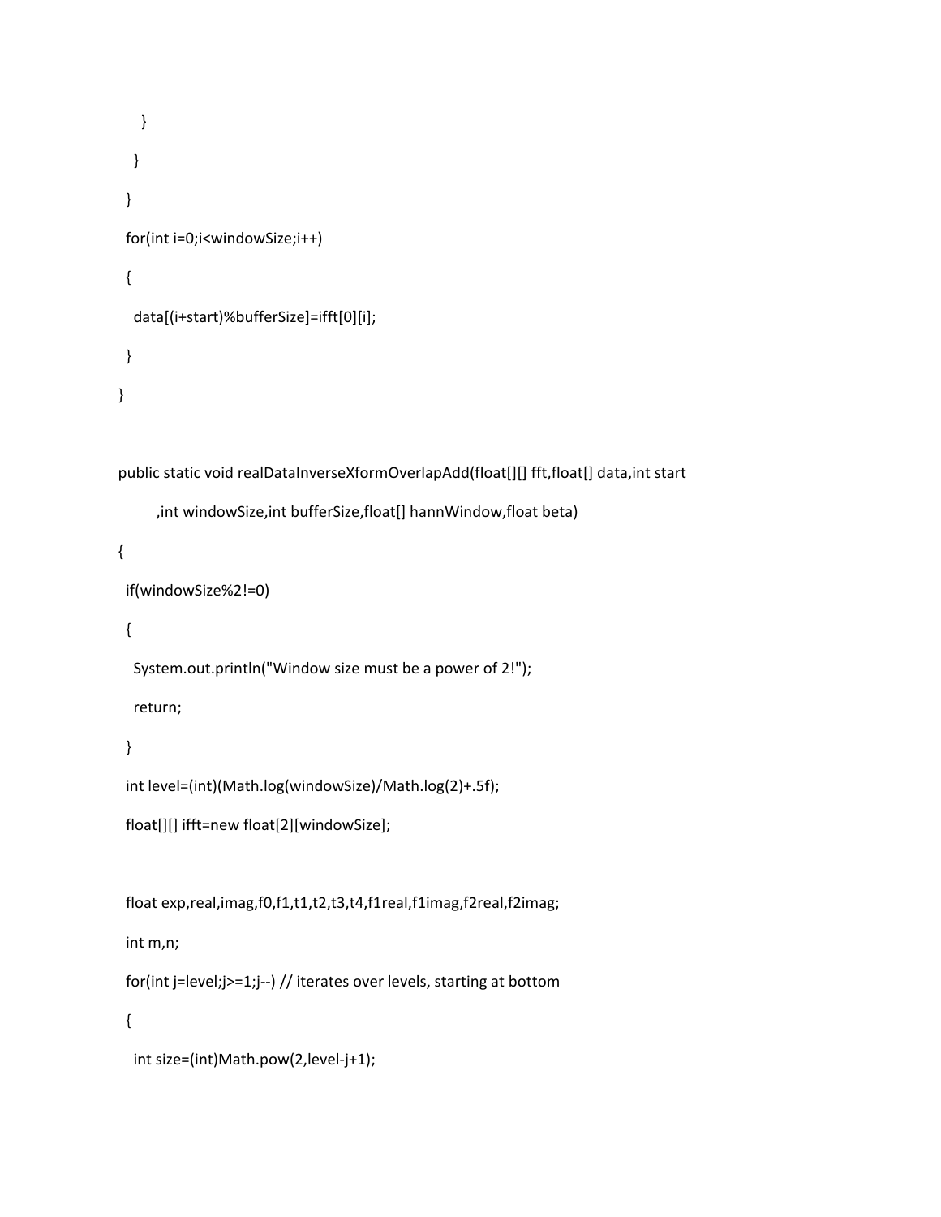```
      }
    }
  }
  for(int i=0;i<windowSize;i++)
  {
    data[(i+start)%bufferSize]=ifft[0][i];
  }
}

public static void realDataInverseXformOverlapAdd(float[][] fft,float[] data,int start
        ,int windowSize,int bufferSize,float[] hannWindow,float beta)
{
  if(windowSize%2!=0)
  {
    System.out.println("Window size must be a power of 2!");
    return;
  }
  int level=(int)(Math.log(windowSize)/Math.log(2)+.5f);
  float[][] ifft=new float[2][windowSize];

  float exp,real,imag,f0,f1,t1,t2,t3,t4,f1real,f1imag,f2real,f2imag;
  int m,n;
  for(int j=level;j>=1;j--) // iterates over levels, starting at bottom
  {
    int size=(int)Math.pow(2,level-j+1);
```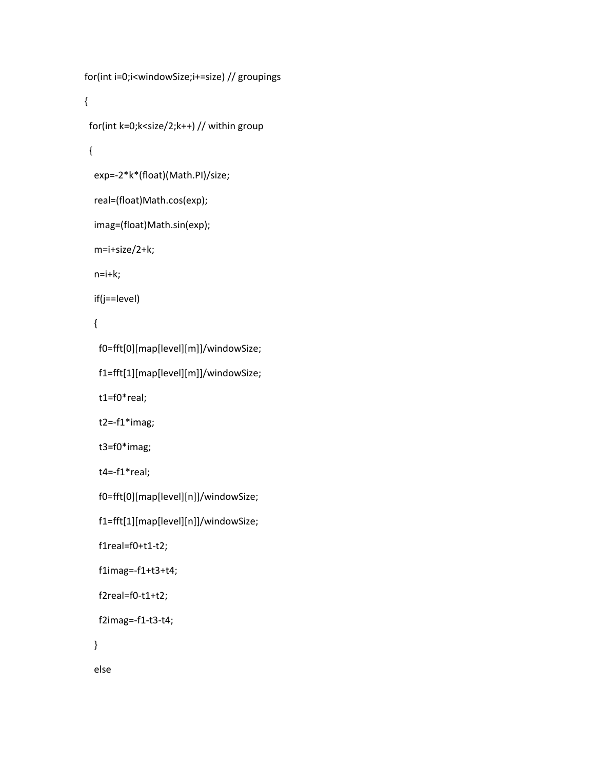```
for(int i=0;i<windowSize;i+=size) // groupings
{
  for(int k=0;k<size/2;k++) // within group
  {
    exp=-2*k*(float)(Math.PI)/size;
    real=(float)Math.cos(exp);
    imag=(float)Math.sin(exp);
    m=i+size/2+k;
    n=i+k;
    if(j==level)
    {
      f0=fft[0][map[level][m]]/windowSize;
      f1=fft[1][map[level][m]]/windowSize;
      t1=f0*real;
      t2=-f1*imag;
      t3=f0*imag;
      t4=-f1*real;
      f0=fft[0][map[level][n]]/windowSize;
      f1=fft[1][map[level][n]]/windowSize;
      f1real=f0+t1-t2;
      f1imag=-f1+t3+t4;
      f2real=f0-t1+t2;
      f2imag=-f1-t3-t4;
    }
    else
```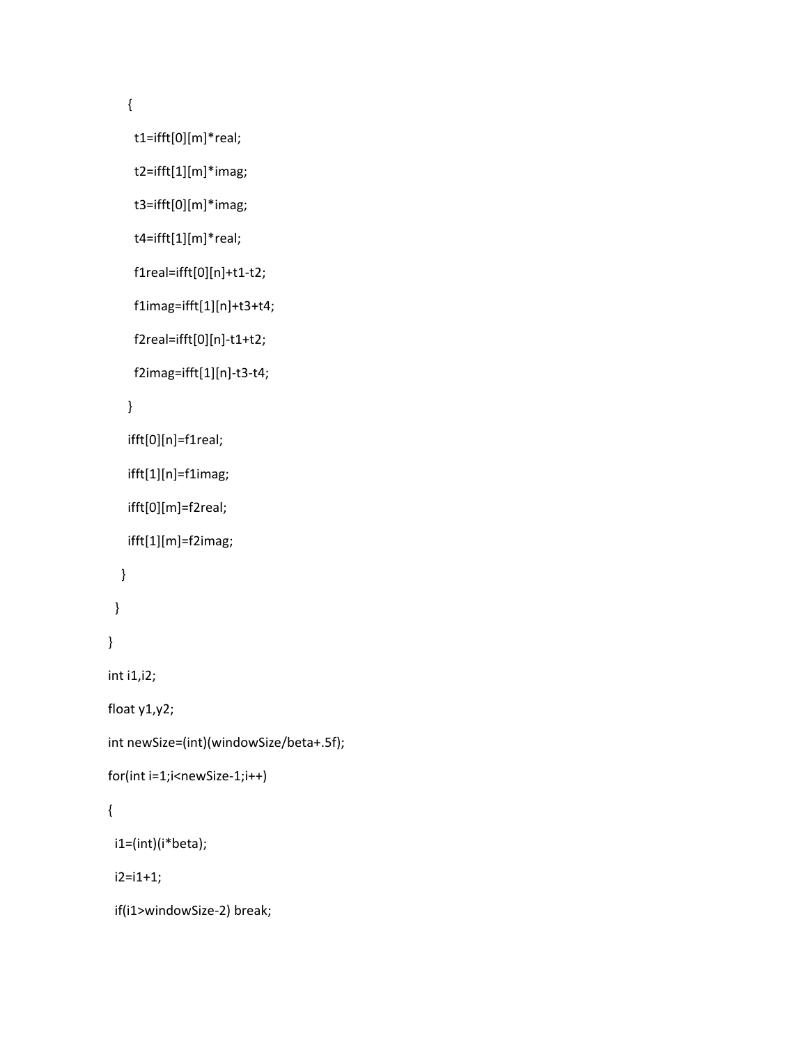```
    {
      t1=ifft[0][m]*real;
      t2=ifft[1][m]*imag;
      t3=ifft[0][m]*imag;
      t4=ifft[1][m]*real;
      f1real=ifft[0][n]+t1-t2;
      f1imag=ifft[1][n]+t3+t4;
      f2real=ifft[0][n]-t1+t2;
      f2imag=ifft[1][n]-t3-t4;
    }
    ifft[0][n]=f1real;
    ifft[1][n]=f1imag;
    ifft[0][m]=f2real;
    ifft[1][m]=f2imag;
   }
  }
}
int i1,i2;
float y1,y2;
int newSize=(int)(windowSize/beta+.5f);
for(int i=1;i<newSize-1;i++)
{
  i1=(int)(i*beta);
  i2=i1+1;
  if(i1>windowSize-2) break;
```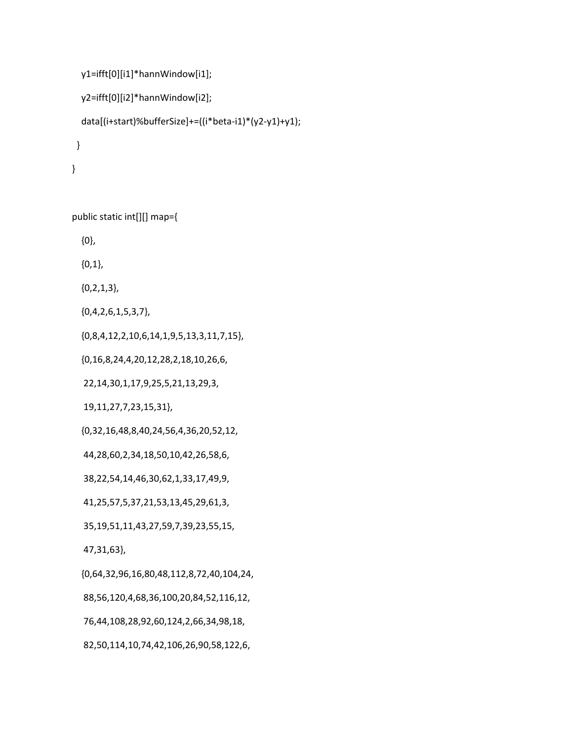```
    y1=ifft[0][i1]*hannWindow[i1];

    y2=ifft[0][i2]*hannWindow[i2];

    data[(i+start)%bufferSize]+=((i*beta-i1)*(y2-y1)+y1);

  }

}


public static int[][] map={

    {0},

    {0,1},

    {0,2,1,3},

    {0,4,2,6,1,5,3,7},

    {0,8,4,12,2,10,6,14,1,9,5,13,3,11,7,15},

    {0,16,8,24,4,20,12,28,2,18,10,26,6,

     22,14,30,1,17,9,25,5,21,13,29,3,

     19,11,27,7,23,15,31},

    {0,32,16,48,8,40,24,56,4,36,20,52,12,

     44,28,60,2,34,18,50,10,42,26,58,6,

     38,22,54,14,46,30,62,1,33,17,49,9,

     41,25,57,5,37,21,53,13,45,29,61,3,

     35,19,51,11,43,27,59,7,39,23,55,15,

     47,31,63},

    {0,64,32,96,16,80,48,112,8,72,40,104,24,

     88,56,120,4,68,36,100,20,84,52,116,12,

     76,44,108,28,92,60,124,2,66,34,98,18,

     82,50,114,10,74,42,106,26,90,58,122,6,
```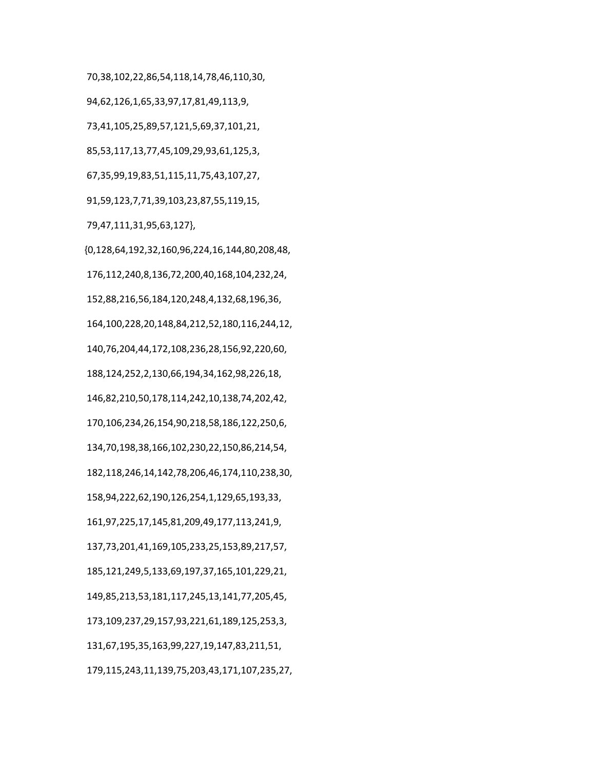```
 70,38,102,22,86,54,118,14,78,46,110,30,
 94,62,126,1,65,33,97,17,81,49,113,9,
 73,41,105,25,89,57,121,5,69,37,101,21,
 85,53,117,13,77,45,109,29,93,61,125,3,
 67,35,99,19,83,51,115,11,75,43,107,27,
 91,59,123,7,71,39,103,23,87,55,119,15,
 79,47,111,31,95,63,127},
{0,128,64,192,32,160,96,224,16,144,80,208,48,
 176,112,240,8,136,72,200,40,168,104,232,24,
 152,88,216,56,184,120,248,4,132,68,196,36,
 164,100,228,20,148,84,212,52,180,116,244,12,
 140,76,204,44,172,108,236,28,156,92,220,60,
 188,124,252,2,130,66,194,34,162,98,226,18,
 146,82,210,50,178,114,242,10,138,74,202,42,
 170,106,234,26,154,90,218,58,186,122,250,6,
 134,70,198,38,166,102,230,22,150,86,214,54,
 182,118,246,14,142,78,206,46,174,110,238,30,
 158,94,222,62,190,126,254,1,129,65,193,33,
 161,97,225,17,145,81,209,49,177,113,241,9,
 137,73,201,41,169,105,233,25,153,89,217,57,
 185,121,249,5,133,69,197,37,165,101,229,21,
 149,85,213,53,181,117,245,13,141,77,205,45,
 173,109,237,29,157,93,221,61,189,125,253,3,
 131,67,195,35,163,99,227,19,147,83,211,51,
 179,115,243,11,139,75,203,43,171,107,235,27,
```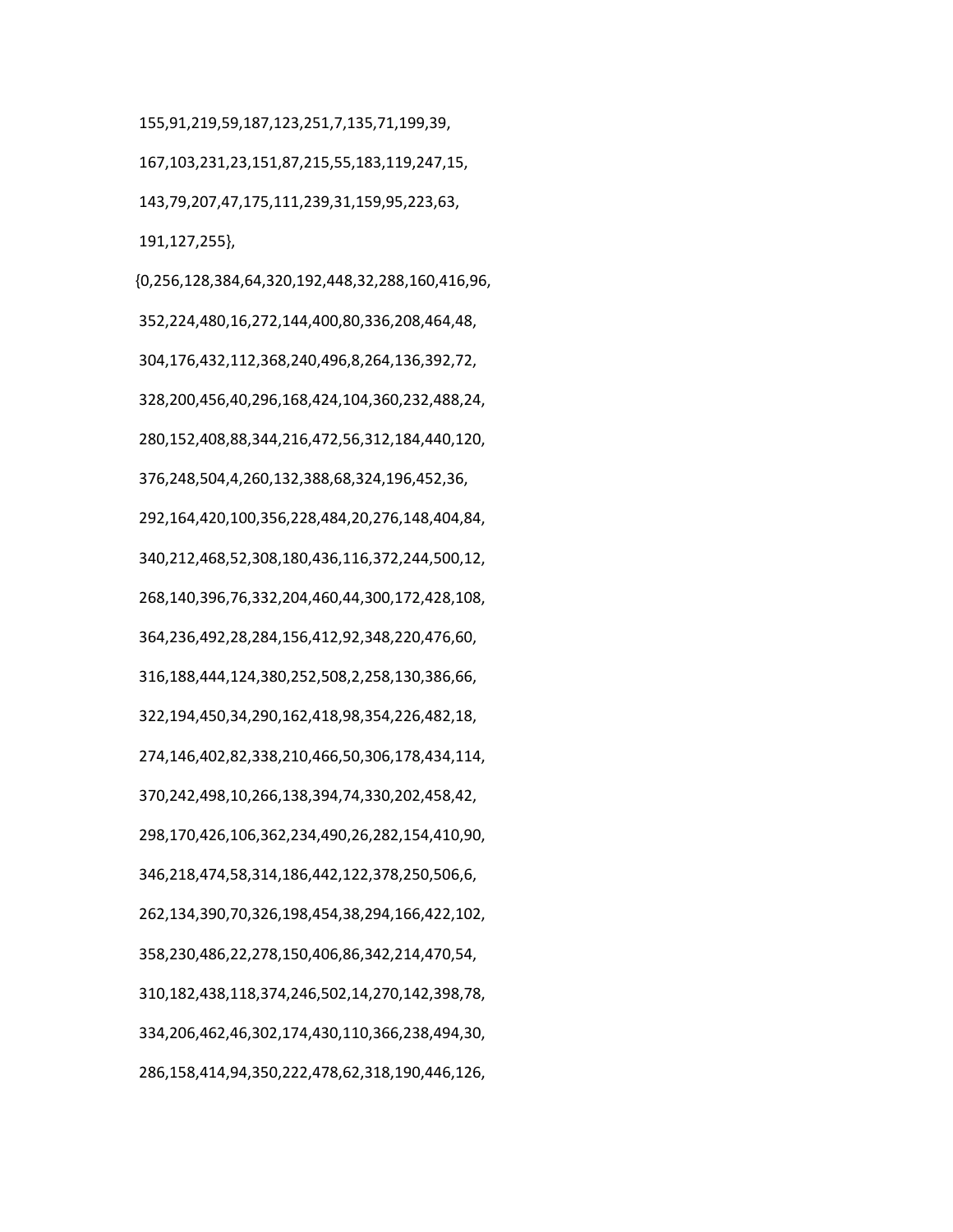```
155,91,219,59,187,123,251,7,135,71,199,39,
167,103,231,23,151,87,215,55,183,119,247,15,
143,79,207,47,175,111,239,31,159,95,223,63,
191,127,255},
{0,256,128,384,64,320,192,448,32,288,160,416,96,
352,224,480,16,272,144,400,80,336,208,464,48,
304,176,432,112,368,240,496,8,264,136,392,72,
328,200,456,40,296,168,424,104,360,232,488,24,
280,152,408,88,344,216,472,56,312,184,440,120,
376,248,504,4,260,132,388,68,324,196,452,36,
292,164,420,100,356,228,484,20,276,148,404,84,
340,212,468,52,308,180,436,116,372,244,500,12,
268,140,396,76,332,204,460,44,300,172,428,108,
364,236,492,28,284,156,412,92,348,220,476,60,
316,188,444,124,380,252,508,2,258,130,386,66,
322,194,450,34,290,162,418,98,354,226,482,18,
274,146,402,82,338,210,466,50,306,178,434,114,
370,242,498,10,266,138,394,74,330,202,458,42,
298,170,426,106,362,234,490,26,282,154,410,90,
346,218,474,58,314,186,442,122,378,250,506,6,
262,134,390,70,326,198,454,38,294,166,422,102,
358,230,486,22,278,150,406,86,342,214,470,54,
310,182,438,118,374,246,502,14,270,142,398,78,
334,206,462,46,302,174,430,110,366,238,494,30,
286,158,414,94,350,222,478,62,318,190,446,126,
```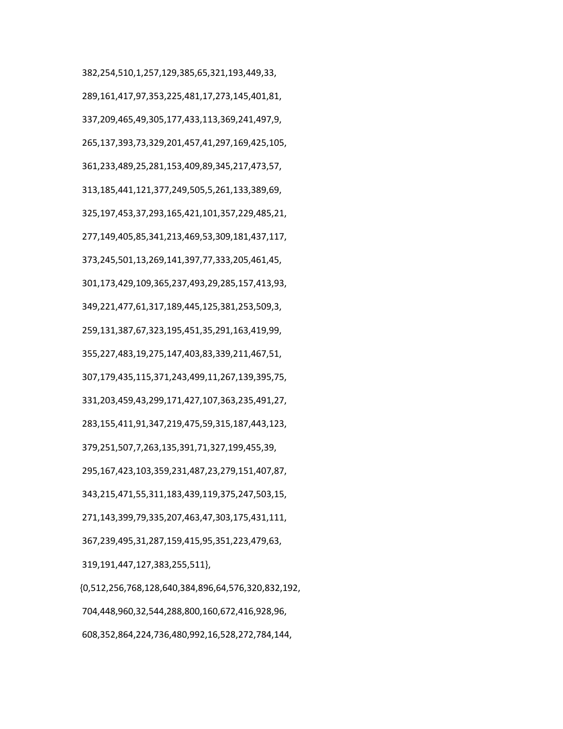382,254,510,1,257,129,385,65,321,193,449,33,

289,161,417,97,353,225,481,17,273,145,401,81,

337,209,465,49,305,177,433,113,369,241,497,9,

265,137,393,73,329,201,457,41,297,169,425,105,

361,233,489,25,281,153,409,89,345,217,473,57,

313,185,441,121,377,249,505,5,261,133,389,69,

325,197,453,37,293,165,421,101,357,229,485,21,

277,149,405,85,341,213,469,53,309,181,437,117,

373,245,501,13,269,141,397,77,333,205,461,45,

301,173,429,109,365,237,493,29,285,157,413,93,

349,221,477,61,317,189,445,125,381,253,509,3,

259,131,387,67,323,195,451,35,291,163,419,99,

355,227,483,19,275,147,403,83,339,211,467,51,

307,179,435,115,371,243,499,11,267,139,395,75,

331,203,459,43,299,171,427,107,363,235,491,27,

283,155,411,91,347,219,475,59,315,187,443,123,

379,251,507,7,263,135,391,71,327,199,455,39,

295,167,423,103,359,231,487,23,279,151,407,87,

343,215,471,55,311,183,439,119,375,247,503,15,

271,143,399,79,335,207,463,47,303,175,431,111,

367,239,495,31,287,159,415,95,351,223,479,63,

319,191,447,127,383,255,511},

{0,512,256,768,128,640,384,896,64,576,320,832,192,

704,448,960,32,544,288,800,160,672,416,928,96,

608,352,864,224,736,480,992,16,528,272,784,144,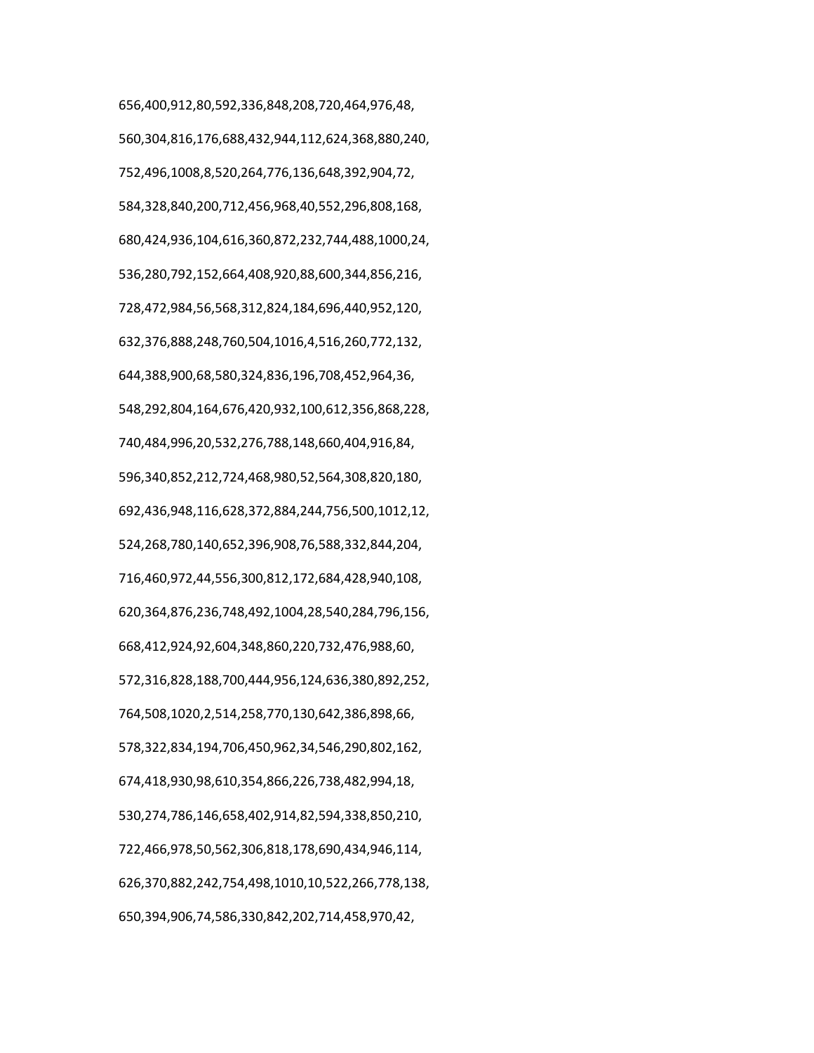656,400,912,80,592,336,848,208,720,464,976,48,

560,304,816,176,688,432,944,112,624,368,880,240,

752,496,1008,8,520,264,776,136,648,392,904,72,

584,328,840,200,712,456,968,40,552,296,808,168,

680,424,936,104,616,360,872,232,744,488,1000,24,

536,280,792,152,664,408,920,88,600,344,856,216,

728,472,984,56,568,312,824,184,696,440,952,120,

632,376,888,248,760,504,1016,4,516,260,772,132,

644,388,900,68,580,324,836,196,708,452,964,36,

548,292,804,164,676,420,932,100,612,356,868,228,

740,484,996,20,532,276,788,148,660,404,916,84,

596,340,852,212,724,468,980,52,564,308,820,180,

692,436,948,116,628,372,884,244,756,500,1012,12,

524,268,780,140,652,396,908,76,588,332,844,204,

716,460,972,44,556,300,812,172,684,428,940,108,

620,364,876,236,748,492,1004,28,540,284,796,156,

668,412,924,92,604,348,860,220,732,476,988,60,

572,316,828,188,700,444,956,124,636,380,892,252,

764,508,1020,2,514,258,770,130,642,386,898,66,

578,322,834,194,706,450,962,34,546,290,802,162,

674,418,930,98,610,354,866,226,738,482,994,18,

530,274,786,146,658,402,914,82,594,338,850,210,

722,466,978,50,562,306,818,178,690,434,946,114,

626,370,882,242,754,498,1010,10,522,266,778,138,

650,394,906,74,586,330,842,202,714,458,970,42,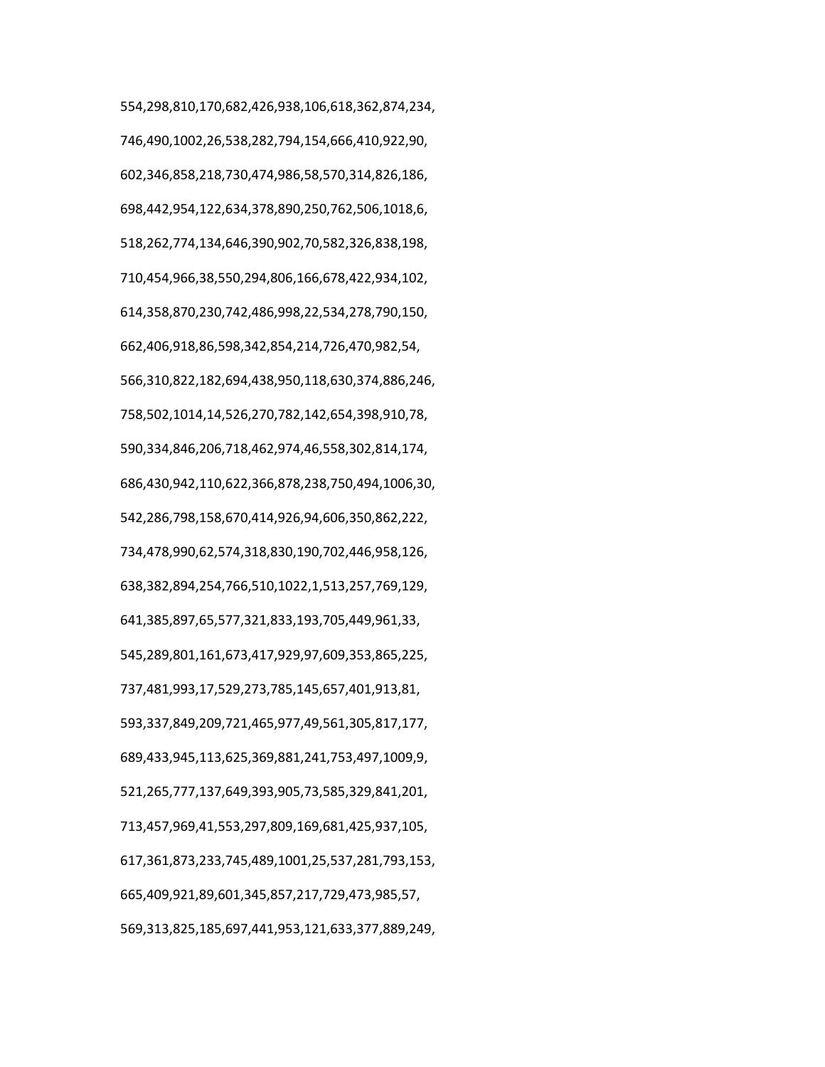554,298,810,170,682,426,938,106,618,362,874,234,

746,490,1002,26,538,282,794,154,666,410,922,90,

602,346,858,218,730,474,986,58,570,314,826,186,

698,442,954,122,634,378,890,250,762,506,1018,6,

518,262,774,134,646,390,902,70,582,326,838,198,

710,454,966,38,550,294,806,166,678,422,934,102,

614,358,870,230,742,486,998,22,534,278,790,150,

662,406,918,86,598,342,854,214,726,470,982,54,

566,310,822,182,694,438,950,118,630,374,886,246,

758,502,1014,14,526,270,782,142,654,398,910,78,

590,334,846,206,718,462,974,46,558,302,814,174,

686,430,942,110,622,366,878,238,750,494,1006,30,

542,286,798,158,670,414,926,94,606,350,862,222,

734,478,990,62,574,318,830,190,702,446,958,126,

638,382,894,254,766,510,1022,1,513,257,769,129,

641,385,897,65,577,321,833,193,705,449,961,33,

545,289,801,161,673,417,929,97,609,353,865,225,

737,481,993,17,529,273,785,145,657,401,913,81,

593,337,849,209,721,465,977,49,561,305,817,177,

689,433,945,113,625,369,881,241,753,497,1009,9,

521,265,777,137,649,393,905,73,585,329,841,201,

713,457,969,41,553,297,809,169,681,425,937,105,

617,361,873,233,745,489,1001,25,537,281,793,153,

665,409,921,89,601,345,857,217,729,473,985,57,

569,313,825,185,697,441,953,121,633,377,889,249,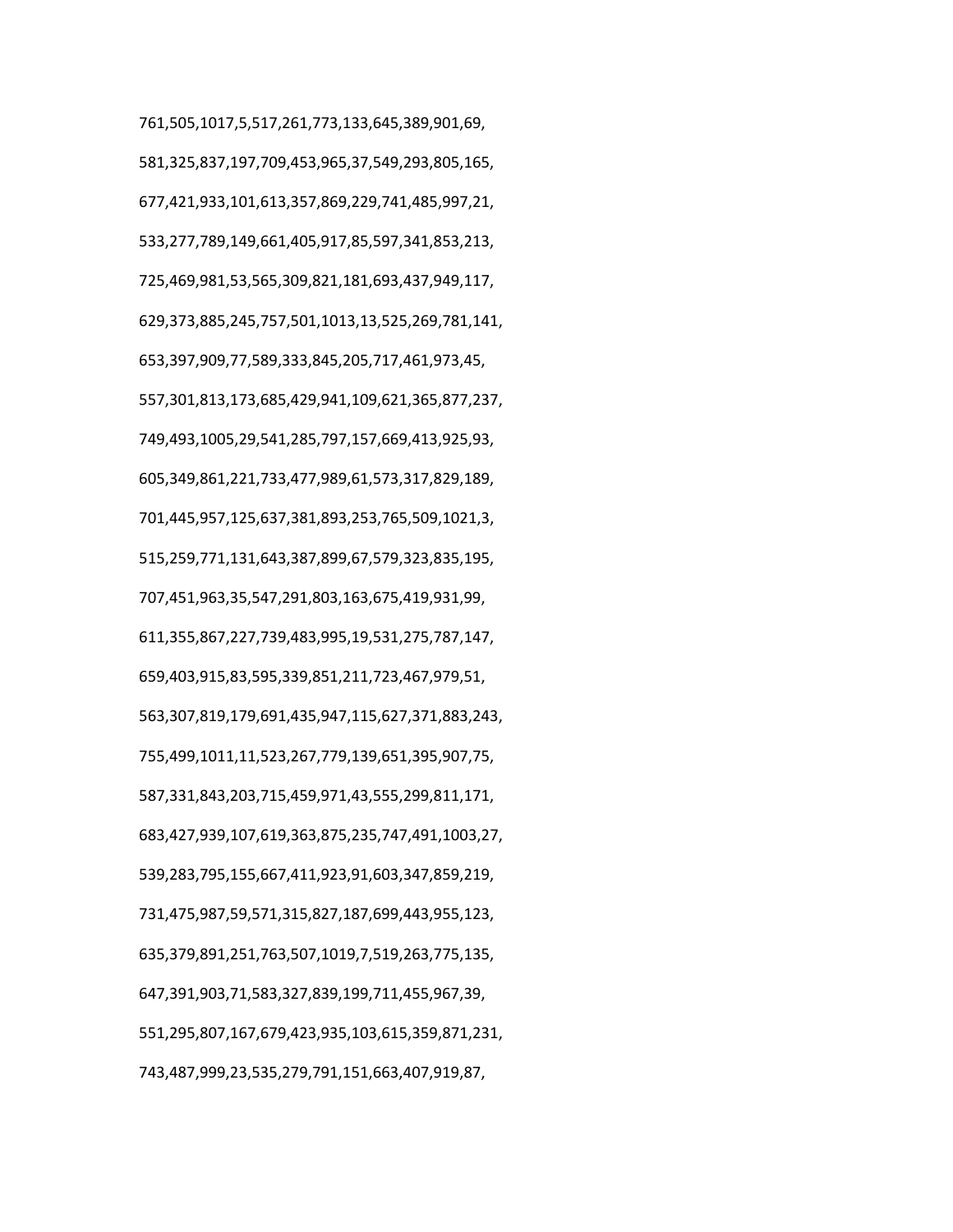761,505,1017,5,517,261,773,133,645,389,901,69,

581,325,837,197,709,453,965,37,549,293,805,165,

677,421,933,101,613,357,869,229,741,485,997,21,

533,277,789,149,661,405,917,85,597,341,853,213,

725,469,981,53,565,309,821,181,693,437,949,117,

629,373,885,245,757,501,1013,13,525,269,781,141,

653,397,909,77,589,333,845,205,717,461,973,45,

557,301,813,173,685,429,941,109,621,365,877,237,

749,493,1005,29,541,285,797,157,669,413,925,93,

605,349,861,221,733,477,989,61,573,317,829,189,

701,445,957,125,637,381,893,253,765,509,1021,3,

515,259,771,131,643,387,899,67,579,323,835,195,

707,451,963,35,547,291,803,163,675,419,931,99,

611,355,867,227,739,483,995,19,531,275,787,147,

659,403,915,83,595,339,851,211,723,467,979,51,

563,307,819,179,691,435,947,115,627,371,883,243,

755,499,1011,11,523,267,779,139,651,395,907,75,

587,331,843,203,715,459,971,43,555,299,811,171,

683,427,939,107,619,363,875,235,747,491,1003,27,

539,283,795,155,667,411,923,91,603,347,859,219,

731,475,987,59,571,315,827,187,699,443,955,123,

635,379,891,251,763,507,1019,7,519,263,775,135,

647,391,903,71,583,327,839,199,711,455,967,39,

551,295,807,167,679,423,935,103,615,359,871,231,

743,487,999,23,535,279,791,151,663,407,919,87,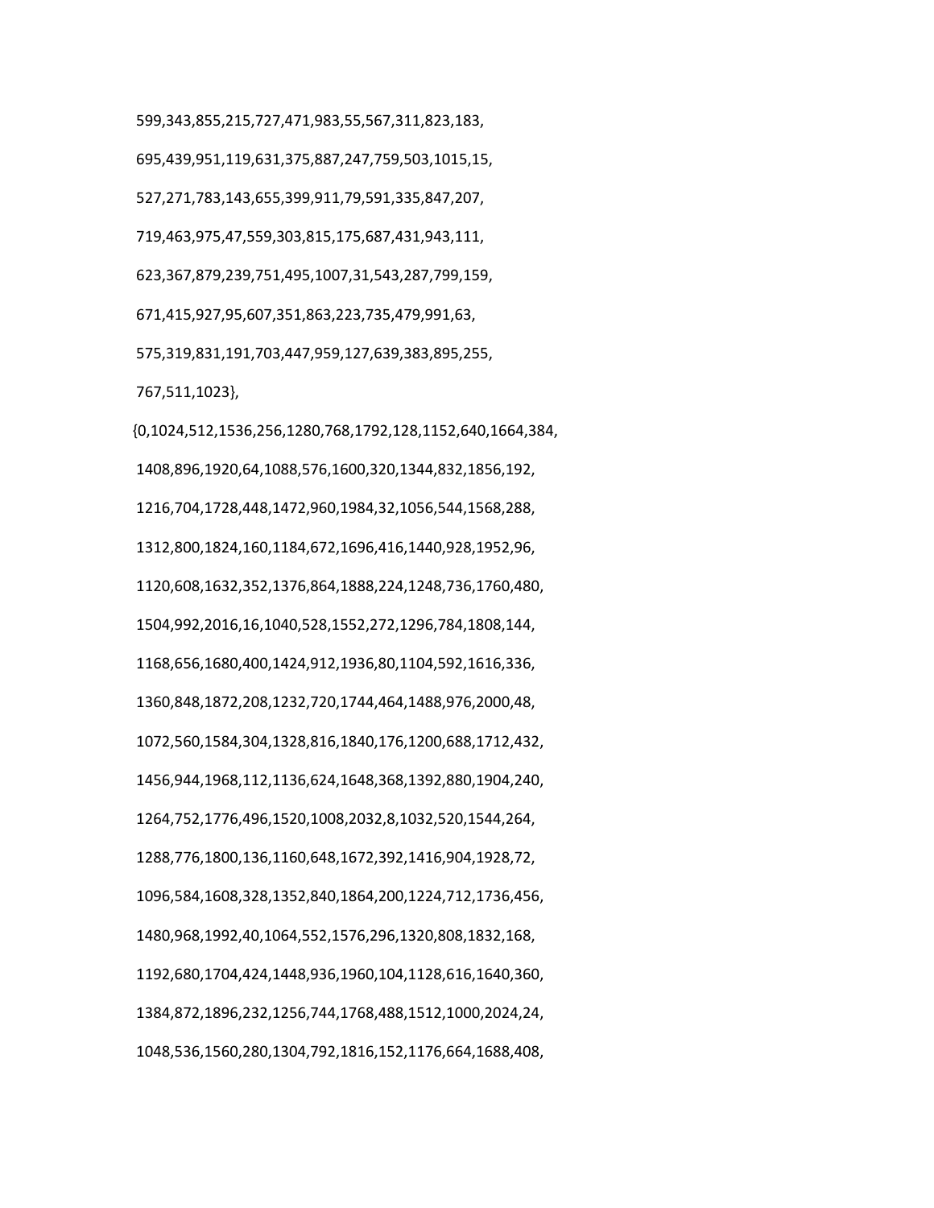599,343,855,215,727,471,983,55,567,311,823,183,

695,439,951,119,631,375,887,247,759,503,1015,15,

527,271,783,143,655,399,911,79,591,335,847,207,

719,463,975,47,559,303,815,175,687,431,943,111,

623,367,879,239,751,495,1007,31,543,287,799,159,

671,415,927,95,607,351,863,223,735,479,991,63,

575,319,831,191,703,447,959,127,639,383,895,255,

767,511,1023},

{0,1024,512,1536,256,1280,768,1792,128,1152,640,1664,384,

1408,896,1920,64,1088,576,1600,320,1344,832,1856,192,

1216,704,1728,448,1472,960,1984,32,1056,544,1568,288,

1312,800,1824,160,1184,672,1696,416,1440,928,1952,96,

1120,608,1632,352,1376,864,1888,224,1248,736,1760,480,

1504,992,2016,16,1040,528,1552,272,1296,784,1808,144,

1168,656,1680,400,1424,912,1936,80,1104,592,1616,336,

1360,848,1872,208,1232,720,1744,464,1488,976,2000,48,

1072,560,1584,304,1328,816,1840,176,1200,688,1712,432,

1456,944,1968,112,1136,624,1648,368,1392,880,1904,240,

1264,752,1776,496,1520,1008,2032,8,1032,520,1544,264,

1288,776,1800,136,1160,648,1672,392,1416,904,1928,72,

1096,584,1608,328,1352,840,1864,200,1224,712,1736,456,

1480,968,1992,40,1064,552,1576,296,1320,808,1832,168,

1192,680,1704,424,1448,936,1960,104,1128,616,1640,360,

1384,872,1896,232,1256,744,1768,488,1512,1000,2024,24,

1048,536,1560,280,1304,792,1816,152,1176,664,1688,408,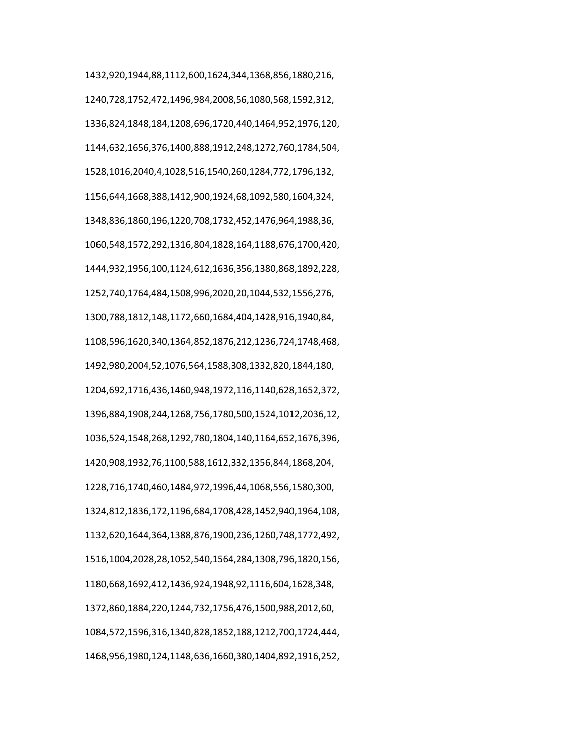1432,920,1944,88,1112,600,1624,344,1368,856,1880,216,

1240,728,1752,472,1496,984,2008,56,1080,568,1592,312,

1336,824,1848,184,1208,696,1720,440,1464,952,1976,120,

1144,632,1656,376,1400,888,1912,248,1272,760,1784,504,

1528,1016,2040,4,1028,516,1540,260,1284,772,1796,132,

1156,644,1668,388,1412,900,1924,68,1092,580,1604,324,

1348,836,1860,196,1220,708,1732,452,1476,964,1988,36,

1060,548,1572,292,1316,804,1828,164,1188,676,1700,420,

1444,932,1956,100,1124,612,1636,356,1380,868,1892,228,

1252,740,1764,484,1508,996,2020,20,1044,532,1556,276,

1300,788,1812,148,1172,660,1684,404,1428,916,1940,84,

1108,596,1620,340,1364,852,1876,212,1236,724,1748,468,

1492,980,2004,52,1076,564,1588,308,1332,820,1844,180,

1204,692,1716,436,1460,948,1972,116,1140,628,1652,372,

1396,884,1908,244,1268,756,1780,500,1524,1012,2036,12,

1036,524,1548,268,1292,780,1804,140,1164,652,1676,396,

1420,908,1932,76,1100,588,1612,332,1356,844,1868,204,

1228,716,1740,460,1484,972,1996,44,1068,556,1580,300,

1324,812,1836,172,1196,684,1708,428,1452,940,1964,108,

1132,620,1644,364,1388,876,1900,236,1260,748,1772,492,

1516,1004,2028,28,1052,540,1564,284,1308,796,1820,156,

1180,668,1692,412,1436,924,1948,92,1116,604,1628,348,

1372,860,1884,220,1244,732,1756,476,1500,988,2012,60,

1084,572,1596,316,1340,828,1852,188,1212,700,1724,444,

1468,956,1980,124,1148,636,1660,380,1404,892,1916,252,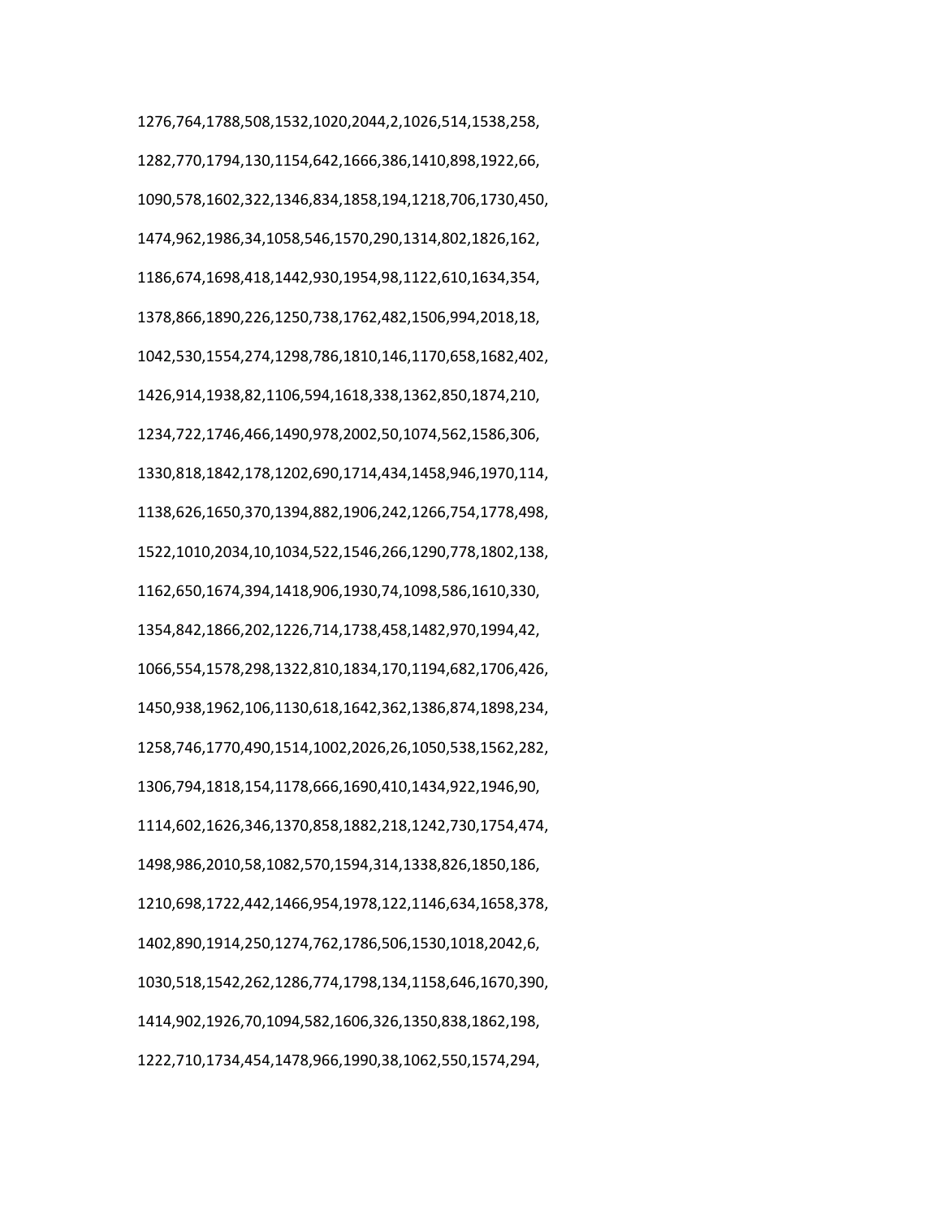1276,764,1788,508,1532,1020,2044,2,1026,514,1538,258,

1282,770,1794,130,1154,642,1666,386,1410,898,1922,66,

1090,578,1602,322,1346,834,1858,194,1218,706,1730,450,

1474,962,1986,34,1058,546,1570,290,1314,802,1826,162,

1186,674,1698,418,1442,930,1954,98,1122,610,1634,354,

1378,866,1890,226,1250,738,1762,482,1506,994,2018,18,

1042,530,1554,274,1298,786,1810,146,1170,658,1682,402,

1426,914,1938,82,1106,594,1618,338,1362,850,1874,210,

1234,722,1746,466,1490,978,2002,50,1074,562,1586,306,

1330,818,1842,178,1202,690,1714,434,1458,946,1970,114,

1138,626,1650,370,1394,882,1906,242,1266,754,1778,498,

1522,1010,2034,10,1034,522,1546,266,1290,778,1802,138,

1162,650,1674,394,1418,906,1930,74,1098,586,1610,330,

1354,842,1866,202,1226,714,1738,458,1482,970,1994,42,

1066,554,1578,298,1322,810,1834,170,1194,682,1706,426,

1450,938,1962,106,1130,618,1642,362,1386,874,1898,234,

1258,746,1770,490,1514,1002,2026,26,1050,538,1562,282,

1306,794,1818,154,1178,666,1690,410,1434,922,1946,90,

1114,602,1626,346,1370,858,1882,218,1242,730,1754,474,

1498,986,2010,58,1082,570,1594,314,1338,826,1850,186,

1210,698,1722,442,1466,954,1978,122,1146,634,1658,378,

1402,890,1914,250,1274,762,1786,506,1530,1018,2042,6,

1030,518,1542,262,1286,774,1798,134,1158,646,1670,390,

1414,902,1926,70,1094,582,1606,326,1350,838,1862,198,

1222,710,1734,454,1478,966,1990,38,1062,550,1574,294,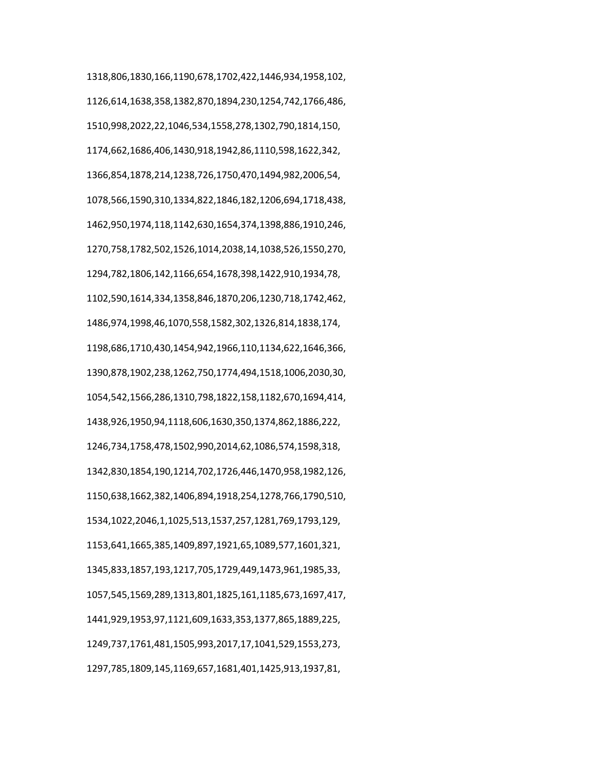1318,806,1830,166,1190,678,1702,422,1446,934,1958,102,

1126,614,1638,358,1382,870,1894,230,1254,742,1766,486,

1510,998,2022,22,1046,534,1558,278,1302,790,1814,150,

1174,662,1686,406,1430,918,1942,86,1110,598,1622,342,

1366,854,1878,214,1238,726,1750,470,1494,982,2006,54,

1078,566,1590,310,1334,822,1846,182,1206,694,1718,438,

1462,950,1974,118,1142,630,1654,374,1398,886,1910,246,

1270,758,1782,502,1526,1014,2038,14,1038,526,1550,270,

1294,782,1806,142,1166,654,1678,398,1422,910,1934,78,

1102,590,1614,334,1358,846,1870,206,1230,718,1742,462,

1486,974,1998,46,1070,558,1582,302,1326,814,1838,174,

1198,686,1710,430,1454,942,1966,110,1134,622,1646,366,

1390,878,1902,238,1262,750,1774,494,1518,1006,2030,30,

1054,542,1566,286,1310,798,1822,158,1182,670,1694,414,

1438,926,1950,94,1118,606,1630,350,1374,862,1886,222,

1246,734,1758,478,1502,990,2014,62,1086,574,1598,318,

1342,830,1854,190,1214,702,1726,446,1470,958,1982,126,

1150,638,1662,382,1406,894,1918,254,1278,766,1790,510,

1534,1022,2046,1,1025,513,1537,257,1281,769,1793,129,

1153,641,1665,385,1409,897,1921,65,1089,577,1601,321,

1345,833,1857,193,1217,705,1729,449,1473,961,1985,33,

1057,545,1569,289,1313,801,1825,161,1185,673,1697,417,

1441,929,1953,97,1121,609,1633,353,1377,865,1889,225,

1249,737,1761,481,1505,993,2017,17,1041,529,1553,273,

1297,785,1809,145,1169,657,1681,401,1425,913,1937,81,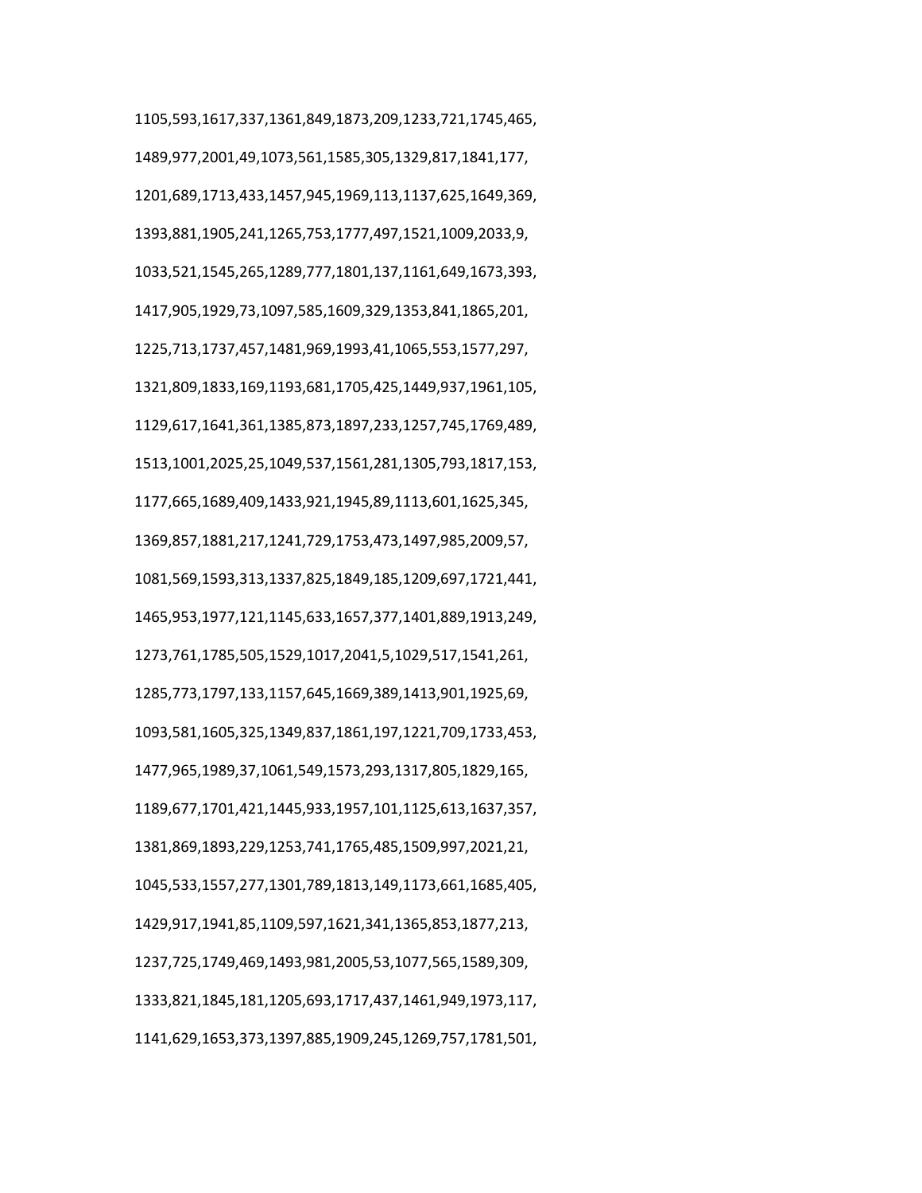1105,593,1617,337,1361,849,1873,209,1233,721,1745,465,

1489,977,2001,49,1073,561,1585,305,1329,817,1841,177,

1201,689,1713,433,1457,945,1969,113,1137,625,1649,369,

1393,881,1905,241,1265,753,1777,497,1521,1009,2033,9,

1033,521,1545,265,1289,777,1801,137,1161,649,1673,393,

1417,905,1929,73,1097,585,1609,329,1353,841,1865,201,

1225,713,1737,457,1481,969,1993,41,1065,553,1577,297,

1321,809,1833,169,1193,681,1705,425,1449,937,1961,105,

1129,617,1641,361,1385,873,1897,233,1257,745,1769,489,

1513,1001,2025,25,1049,537,1561,281,1305,793,1817,153,

1177,665,1689,409,1433,921,1945,89,1113,601,1625,345,

1369,857,1881,217,1241,729,1753,473,1497,985,2009,57,

1081,569,1593,313,1337,825,1849,185,1209,697,1721,441,

1465,953,1977,121,1145,633,1657,377,1401,889,1913,249,

1273,761,1785,505,1529,1017,2041,5,1029,517,1541,261,

1285,773,1797,133,1157,645,1669,389,1413,901,1925,69,

1093,581,1605,325,1349,837,1861,197,1221,709,1733,453,

1477,965,1989,37,1061,549,1573,293,1317,805,1829,165,

1189,677,1701,421,1445,933,1957,101,1125,613,1637,357,

1381,869,1893,229,1253,741,1765,485,1509,997,2021,21,

1045,533,1557,277,1301,789,1813,149,1173,661,1685,405,

1429,917,1941,85,1109,597,1621,341,1365,853,1877,213,

1237,725,1749,469,1493,981,2005,53,1077,565,1589,309,

1333,821,1845,181,1205,693,1717,437,1461,949,1973,117,

1141,629,1653,373,1397,885,1909,245,1269,757,1781,501,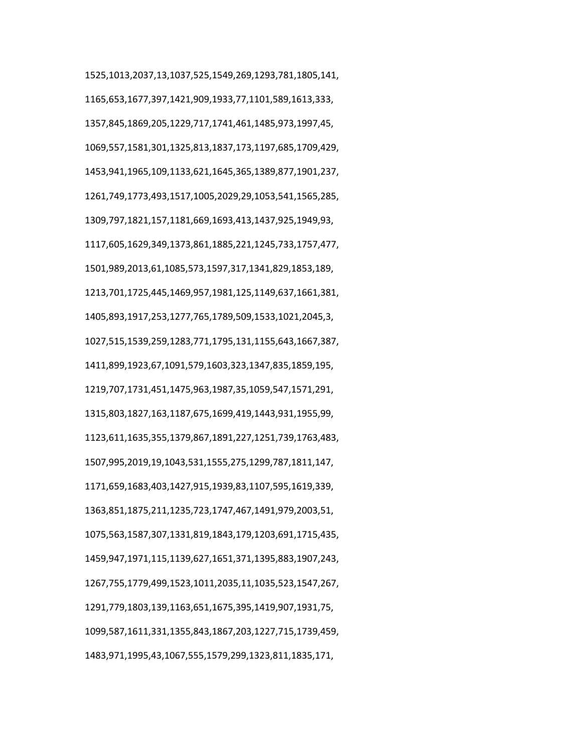1525,1013,2037,13,1037,525,1549,269,1293,781,1805,141,

1165,653,1677,397,1421,909,1933,77,1101,589,1613,333,

1357,845,1869,205,1229,717,1741,461,1485,973,1997,45,

1069,557,1581,301,1325,813,1837,173,1197,685,1709,429,

1453,941,1965,109,1133,621,1645,365,1389,877,1901,237,

1261,749,1773,493,1517,1005,2029,29,1053,541,1565,285,

1309,797,1821,157,1181,669,1693,413,1437,925,1949,93,

1117,605,1629,349,1373,861,1885,221,1245,733,1757,477,

1501,989,2013,61,1085,573,1597,317,1341,829,1853,189,

1213,701,1725,445,1469,957,1981,125,1149,637,1661,381,

1405,893,1917,253,1277,765,1789,509,1533,1021,2045,3,

1027,515,1539,259,1283,771,1795,131,1155,643,1667,387,

1411,899,1923,67,1091,579,1603,323,1347,835,1859,195,

1219,707,1731,451,1475,963,1987,35,1059,547,1571,291,

1315,803,1827,163,1187,675,1699,419,1443,931,1955,99,

1123,611,1635,355,1379,867,1891,227,1251,739,1763,483,

1507,995,2019,19,1043,531,1555,275,1299,787,1811,147,

1171,659,1683,403,1427,915,1939,83,1107,595,1619,339,

1363,851,1875,211,1235,723,1747,467,1491,979,2003,51,

1075,563,1587,307,1331,819,1843,179,1203,691,1715,435,

1459,947,1971,115,1139,627,1651,371,1395,883,1907,243,

1267,755,1779,499,1523,1011,2035,11,1035,523,1547,267,

1291,779,1803,139,1163,651,1675,395,1419,907,1931,75,

1099,587,1611,331,1355,843,1867,203,1227,715,1739,459,

1483,971,1995,43,1067,555,1579,299,1323,811,1835,171,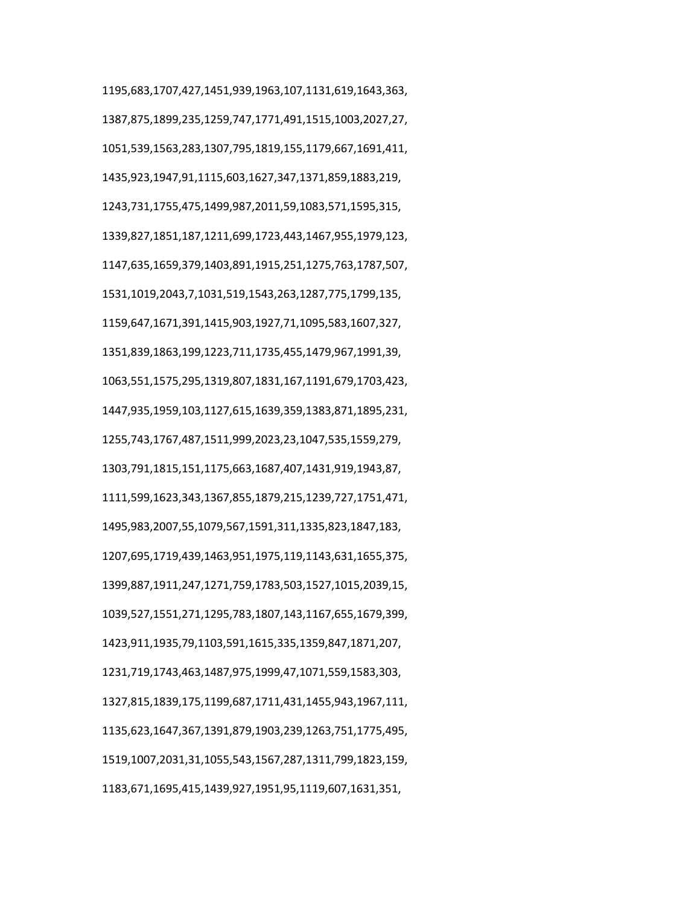1195,683,1707,427,1451,939,1963,107,1131,619,1643,363,

1387,875,1899,235,1259,747,1771,491,1515,1003,2027,27,

1051,539,1563,283,1307,795,1819,155,1179,667,1691,411,

1435,923,1947,91,1115,603,1627,347,1371,859,1883,219,

1243,731,1755,475,1499,987,2011,59,1083,571,1595,315,

1339,827,1851,187,1211,699,1723,443,1467,955,1979,123,

1147,635,1659,379,1403,891,1915,251,1275,763,1787,507,

1531,1019,2043,7,1031,519,1543,263,1287,775,1799,135,

1159,647,1671,391,1415,903,1927,71,1095,583,1607,327,

1351,839,1863,199,1223,711,1735,455,1479,967,1991,39,

1063,551,1575,295,1319,807,1831,167,1191,679,1703,423,

1447,935,1959,103,1127,615,1639,359,1383,871,1895,231,

1255,743,1767,487,1511,999,2023,23,1047,535,1559,279,

1303,791,1815,151,1175,663,1687,407,1431,919,1943,87,

1111,599,1623,343,1367,855,1879,215,1239,727,1751,471,

1495,983,2007,55,1079,567,1591,311,1335,823,1847,183,

1207,695,1719,439,1463,951,1975,119,1143,631,1655,375,

1399,887,1911,247,1271,759,1783,503,1527,1015,2039,15,

1039,527,1551,271,1295,783,1807,143,1167,655,1679,399,

1423,911,1935,79,1103,591,1615,335,1359,847,1871,207,

1231,719,1743,463,1487,975,1999,47,1071,559,1583,303,

1327,815,1839,175,1199,687,1711,431,1455,943,1967,111,

1135,623,1647,367,1391,879,1903,239,1263,751,1775,495,

1519,1007,2031,31,1055,543,1567,287,1311,799,1823,159,

1183,671,1695,415,1439,927,1951,95,1119,607,1631,351,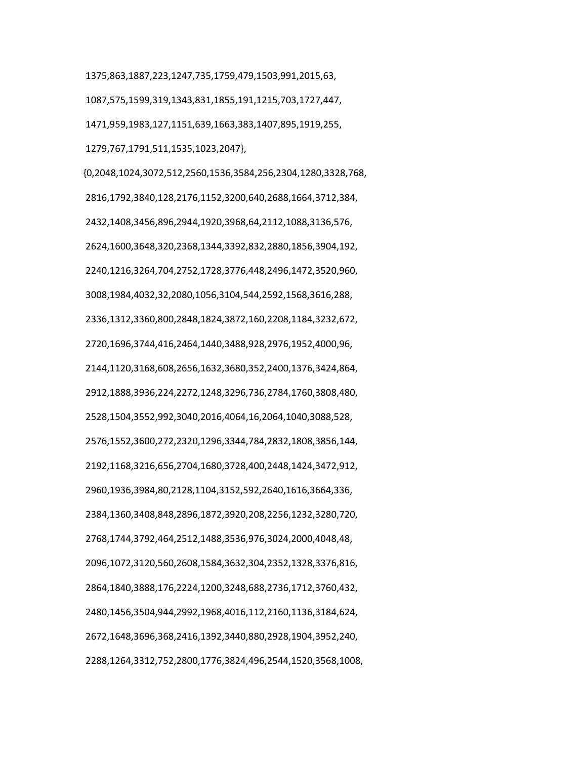1375,863,1887,223,1247,735,1759,479,1503,991,2015,63,

1087,575,1599,319,1343,831,1855,191,1215,703,1727,447,

1471,959,1983,127,1151,639,1663,383,1407,895,1919,255,

1279,767,1791,511,1535,1023,2047},

{0,2048,1024,3072,512,2560,1536,3584,256,2304,1280,3328,768,

2816,1792,3840,128,2176,1152,3200,640,2688,1664,3712,384,

2432,1408,3456,896,2944,1920,3968,64,2112,1088,3136,576,

2624,1600,3648,320,2368,1344,3392,832,2880,1856,3904,192,

2240,1216,3264,704,2752,1728,3776,448,2496,1472,3520,960,

3008,1984,4032,32,2080,1056,3104,544,2592,1568,3616,288,

2336,1312,3360,800,2848,1824,3872,160,2208,1184,3232,672,

2720,1696,3744,416,2464,1440,3488,928,2976,1952,4000,96,

2144,1120,3168,608,2656,1632,3680,352,2400,1376,3424,864,

2912,1888,3936,224,2272,1248,3296,736,2784,1760,3808,480,

2528,1504,3552,992,3040,2016,4064,16,2064,1040,3088,528,

2576,1552,3600,272,2320,1296,3344,784,2832,1808,3856,144,

2192,1168,3216,656,2704,1680,3728,400,2448,1424,3472,912,

2960,1936,3984,80,2128,1104,3152,592,2640,1616,3664,336,

2384,1360,3408,848,2896,1872,3920,208,2256,1232,3280,720,

2768,1744,3792,464,2512,1488,3536,976,3024,2000,4048,48,

2096,1072,3120,560,2608,1584,3632,304,2352,1328,3376,816,

2864,1840,3888,176,2224,1200,3248,688,2736,1712,3760,432,

2480,1456,3504,944,2992,1968,4016,112,2160,1136,3184,624,

2672,1648,3696,368,2416,1392,3440,880,2928,1904,3952,240,

2288,1264,3312,752,2800,1776,3824,496,2544,1520,3568,1008,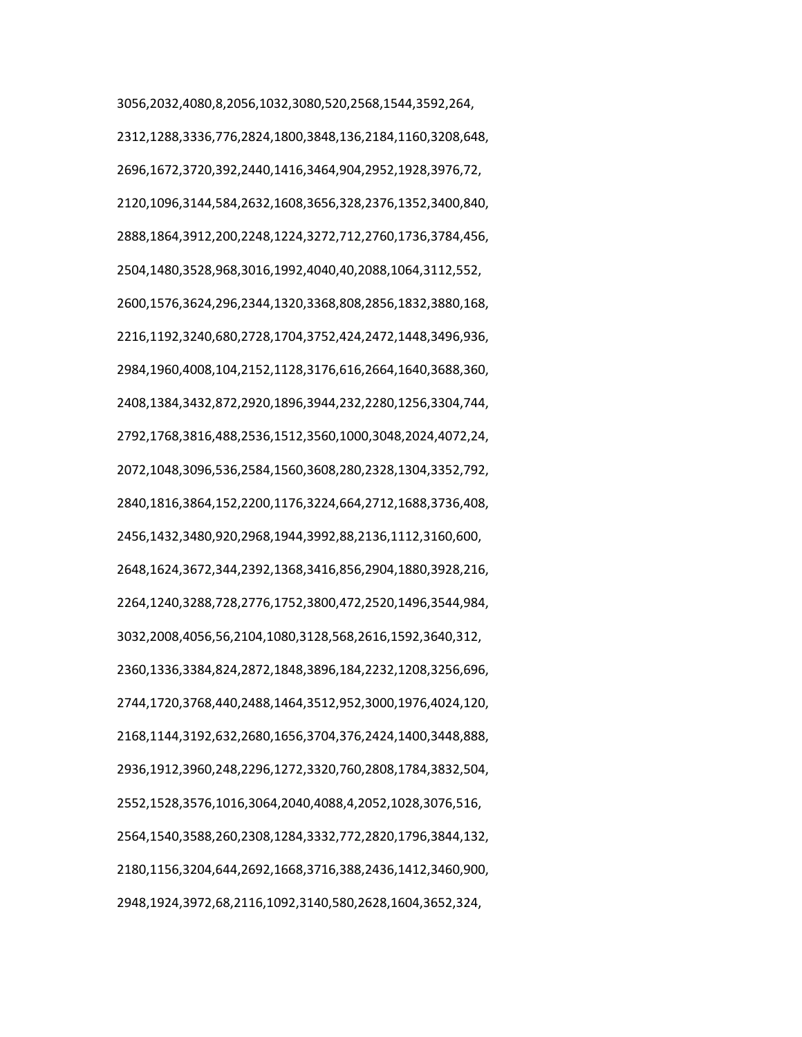3056,2032,4080,8,2056,1032,3080,520,2568,1544,3592,264,

2312,1288,3336,776,2824,1800,3848,136,2184,1160,3208,648,

2696,1672,3720,392,2440,1416,3464,904,2952,1928,3976,72,

2120,1096,3144,584,2632,1608,3656,328,2376,1352,3400,840,

2888,1864,3912,200,2248,1224,3272,712,2760,1736,3784,456,

2504,1480,3528,968,3016,1992,4040,40,2088,1064,3112,552,

2600,1576,3624,296,2344,1320,3368,808,2856,1832,3880,168,

2216,1192,3240,680,2728,1704,3752,424,2472,1448,3496,936,

2984,1960,4008,104,2152,1128,3176,616,2664,1640,3688,360,

2408,1384,3432,872,2920,1896,3944,232,2280,1256,3304,744,

2792,1768,3816,488,2536,1512,3560,1000,3048,2024,4072,24,

2072,1048,3096,536,2584,1560,3608,280,2328,1304,3352,792,

2840,1816,3864,152,2200,1176,3224,664,2712,1688,3736,408,

2456,1432,3480,920,2968,1944,3992,88,2136,1112,3160,600,

2648,1624,3672,344,2392,1368,3416,856,2904,1880,3928,216,

2264,1240,3288,728,2776,1752,3800,472,2520,1496,3544,984,

3032,2008,4056,56,2104,1080,3128,568,2616,1592,3640,312,

2360,1336,3384,824,2872,1848,3896,184,2232,1208,3256,696,

2744,1720,3768,440,2488,1464,3512,952,3000,1976,4024,120,

2168,1144,3192,632,2680,1656,3704,376,2424,1400,3448,888,

2936,1912,3960,248,2296,1272,3320,760,2808,1784,3832,504,

2552,1528,3576,1016,3064,2040,4088,4,2052,1028,3076,516,

2564,1540,3588,260,2308,1284,3332,772,2820,1796,3844,132,

2180,1156,3204,644,2692,1668,3716,388,2436,1412,3460,900,

2948,1924,3972,68,2116,1092,3140,580,2628,1604,3652,324,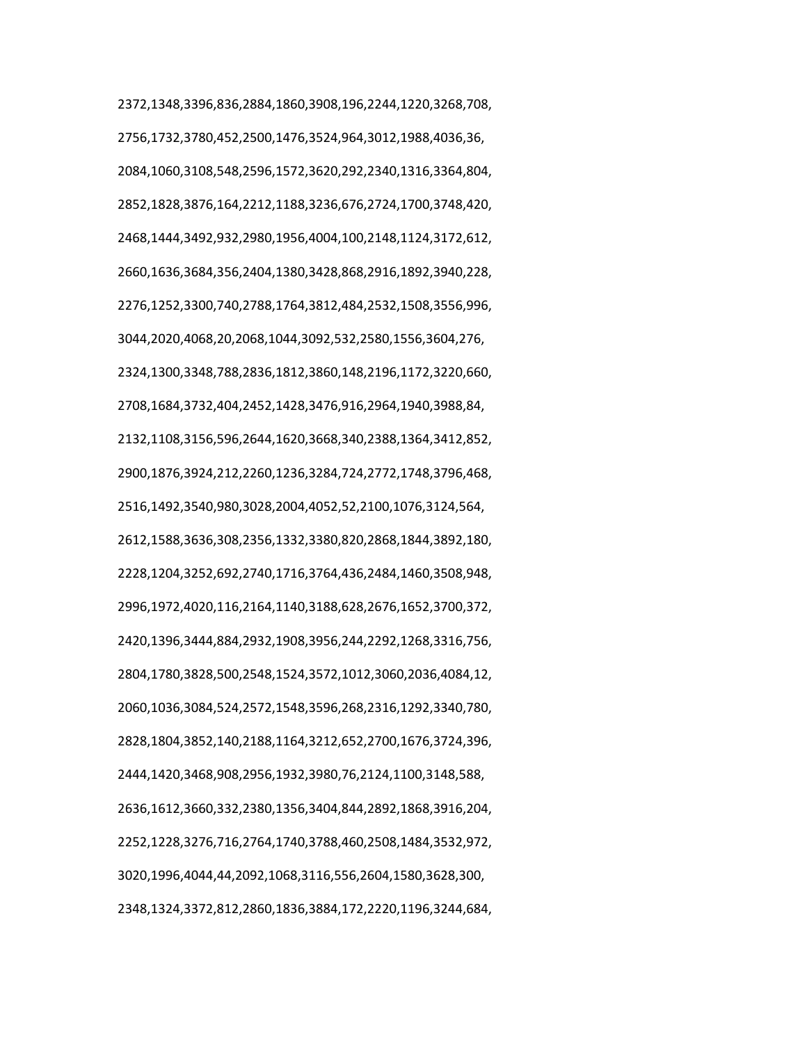2372,1348,3396,836,2884,1860,3908,196,2244,1220,3268,708,

2756,1732,3780,452,2500,1476,3524,964,3012,1988,4036,36,

2084,1060,3108,548,2596,1572,3620,292,2340,1316,3364,804,

2852,1828,3876,164,2212,1188,3236,676,2724,1700,3748,420,

2468,1444,3492,932,2980,1956,4004,100,2148,1124,3172,612,

2660,1636,3684,356,2404,1380,3428,868,2916,1892,3940,228,

2276,1252,3300,740,2788,1764,3812,484,2532,1508,3556,996,

3044,2020,4068,20,2068,1044,3092,532,2580,1556,3604,276,

2324,1300,3348,788,2836,1812,3860,148,2196,1172,3220,660,

2708,1684,3732,404,2452,1428,3476,916,2964,1940,3988,84,

2132,1108,3156,596,2644,1620,3668,340,2388,1364,3412,852,

2900,1876,3924,212,2260,1236,3284,724,2772,1748,3796,468,

2516,1492,3540,980,3028,2004,4052,52,2100,1076,3124,564,

2612,1588,3636,308,2356,1332,3380,820,2868,1844,3892,180,

2228,1204,3252,692,2740,1716,3764,436,2484,1460,3508,948,

2996,1972,4020,116,2164,1140,3188,628,2676,1652,3700,372,

2420,1396,3444,884,2932,1908,3956,244,2292,1268,3316,756,

2804,1780,3828,500,2548,1524,3572,1012,3060,2036,4084,12,

2060,1036,3084,524,2572,1548,3596,268,2316,1292,3340,780,

2828,1804,3852,140,2188,1164,3212,652,2700,1676,3724,396,

2444,1420,3468,908,2956,1932,3980,76,2124,1100,3148,588,

2636,1612,3660,332,2380,1356,3404,844,2892,1868,3916,204,

2252,1228,3276,716,2764,1740,3788,460,2508,1484,3532,972,

3020,1996,4044,44,2092,1068,3116,556,2604,1580,3628,300,

2348,1324,3372,812,2860,1836,3884,172,2220,1196,3244,684,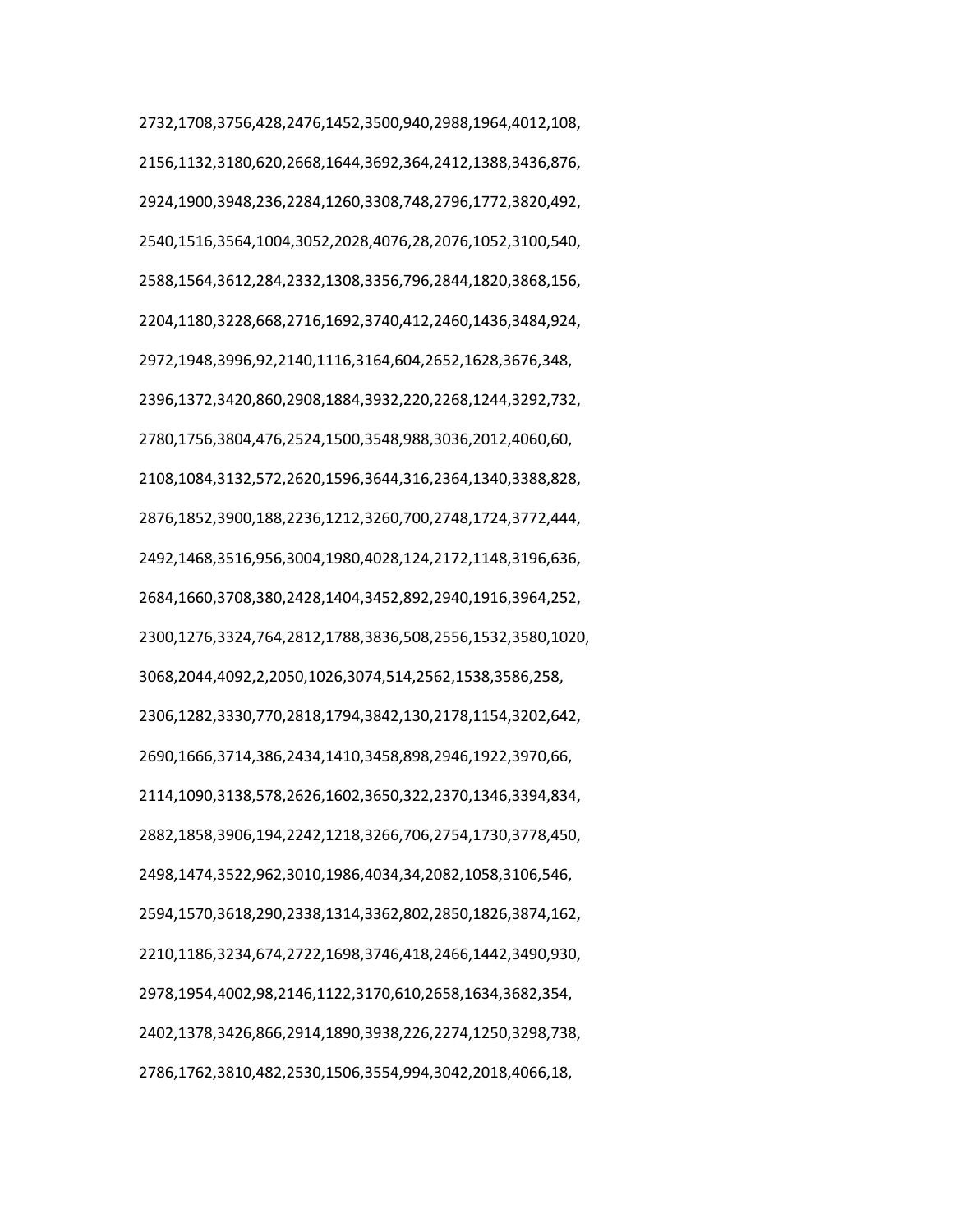2732,1708,3756,428,2476,1452,3500,940,2988,1964,4012,108,

2156,1132,3180,620,2668,1644,3692,364,2412,1388,3436,876,

2924,1900,3948,236,2284,1260,3308,748,2796,1772,3820,492,

2540,1516,3564,1004,3052,2028,4076,28,2076,1052,3100,540,

2588,1564,3612,284,2332,1308,3356,796,2844,1820,3868,156,

2204,1180,3228,668,2716,1692,3740,412,2460,1436,3484,924,

2972,1948,3996,92,2140,1116,3164,604,2652,1628,3676,348,

2396,1372,3420,860,2908,1884,3932,220,2268,1244,3292,732,

2780,1756,3804,476,2524,1500,3548,988,3036,2012,4060,60,

2108,1084,3132,572,2620,1596,3644,316,2364,1340,3388,828,

2876,1852,3900,188,2236,1212,3260,700,2748,1724,3772,444,

2492,1468,3516,956,3004,1980,4028,124,2172,1148,3196,636,

2684,1660,3708,380,2428,1404,3452,892,2940,1916,3964,252,

2300,1276,3324,764,2812,1788,3836,508,2556,1532,3580,1020,

3068,2044,4092,2,2050,1026,3074,514,2562,1538,3586,258,

2306,1282,3330,770,2818,1794,3842,130,2178,1154,3202,642,

2690,1666,3714,386,2434,1410,3458,898,2946,1922,3970,66,

2114,1090,3138,578,2626,1602,3650,322,2370,1346,3394,834,

2882,1858,3906,194,2242,1218,3266,706,2754,1730,3778,450,

2498,1474,3522,962,3010,1986,4034,34,2082,1058,3106,546,

2594,1570,3618,290,2338,1314,3362,802,2850,1826,3874,162,

2210,1186,3234,674,2722,1698,3746,418,2466,1442,3490,930,

2978,1954,4002,98,2146,1122,3170,610,2658,1634,3682,354,

2402,1378,3426,866,2914,1890,3938,226,2274,1250,3298,738,

2786,1762,3810,482,2530,1506,3554,994,3042,2018,4066,18,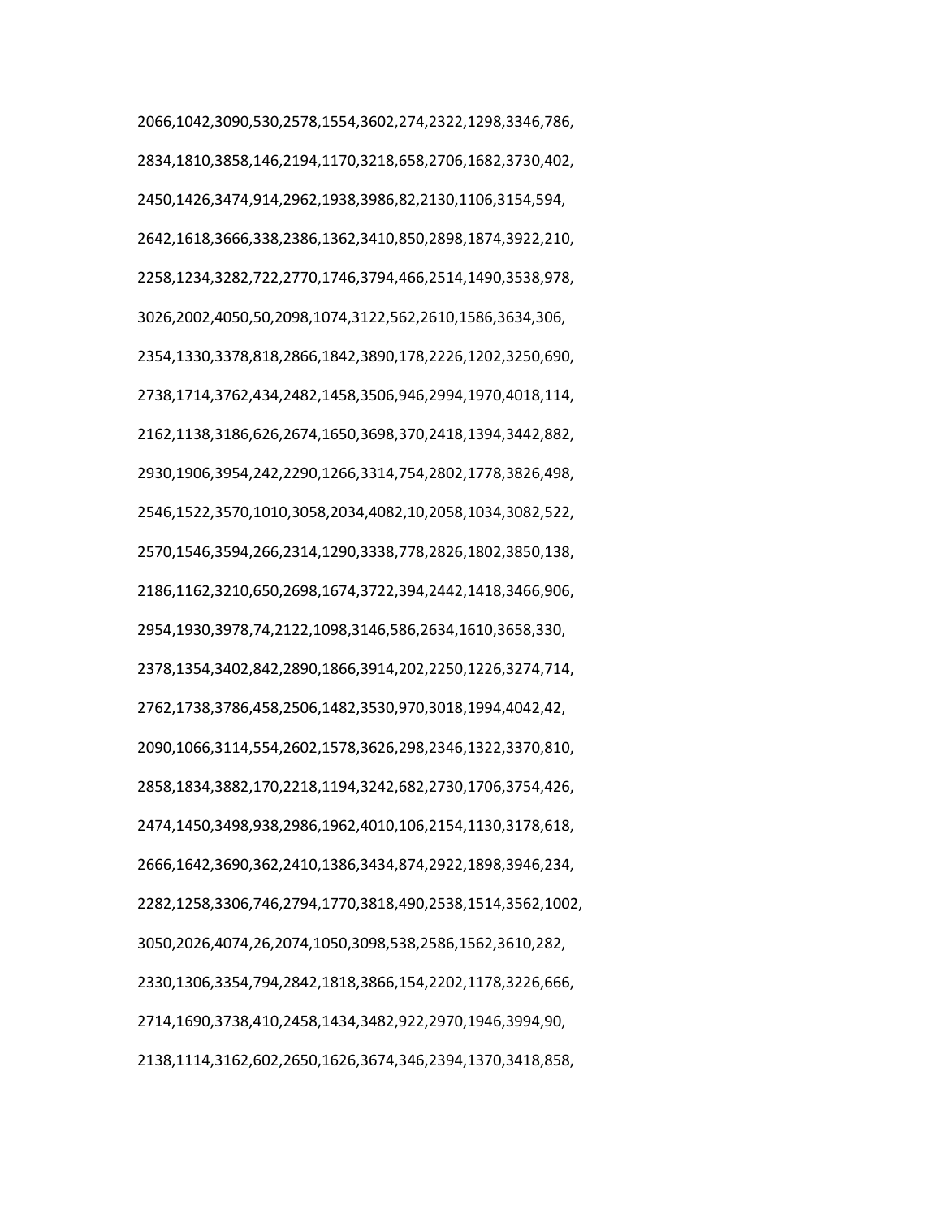2066,1042,3090,530,2578,1554,3602,274,2322,1298,3346,786,

2834,1810,3858,146,2194,1170,3218,658,2706,1682,3730,402,

2450,1426,3474,914,2962,1938,3986,82,2130,1106,3154,594,

2642,1618,3666,338,2386,1362,3410,850,2898,1874,3922,210,

2258,1234,3282,722,2770,1746,3794,466,2514,1490,3538,978,

3026,2002,4050,50,2098,1074,3122,562,2610,1586,3634,306,

2354,1330,3378,818,2866,1842,3890,178,2226,1202,3250,690,

2738,1714,3762,434,2482,1458,3506,946,2994,1970,4018,114,

2162,1138,3186,626,2674,1650,3698,370,2418,1394,3442,882,

2930,1906,3954,242,2290,1266,3314,754,2802,1778,3826,498,

2546,1522,3570,1010,3058,2034,4082,10,2058,1034,3082,522,

2570,1546,3594,266,2314,1290,3338,778,2826,1802,3850,138,

2186,1162,3210,650,2698,1674,3722,394,2442,1418,3466,906,

2954,1930,3978,74,2122,1098,3146,586,2634,1610,3658,330,

2378,1354,3402,842,2890,1866,3914,202,2250,1226,3274,714,

2762,1738,3786,458,2506,1482,3530,970,3018,1994,4042,42,

2090,1066,3114,554,2602,1578,3626,298,2346,1322,3370,810,

2858,1834,3882,170,2218,1194,3242,682,2730,1706,3754,426,

2474,1450,3498,938,2986,1962,4010,106,2154,1130,3178,618,

2666,1642,3690,362,2410,1386,3434,874,2922,1898,3946,234,

2282,1258,3306,746,2794,1770,3818,490,2538,1514,3562,1002,

3050,2026,4074,26,2074,1050,3098,538,2586,1562,3610,282,

2330,1306,3354,794,2842,1818,3866,154,2202,1178,3226,666,

2714,1690,3738,410,2458,1434,3482,922,2970,1946,3994,90,

2138,1114,3162,602,2650,1626,3674,346,2394,1370,3418,858,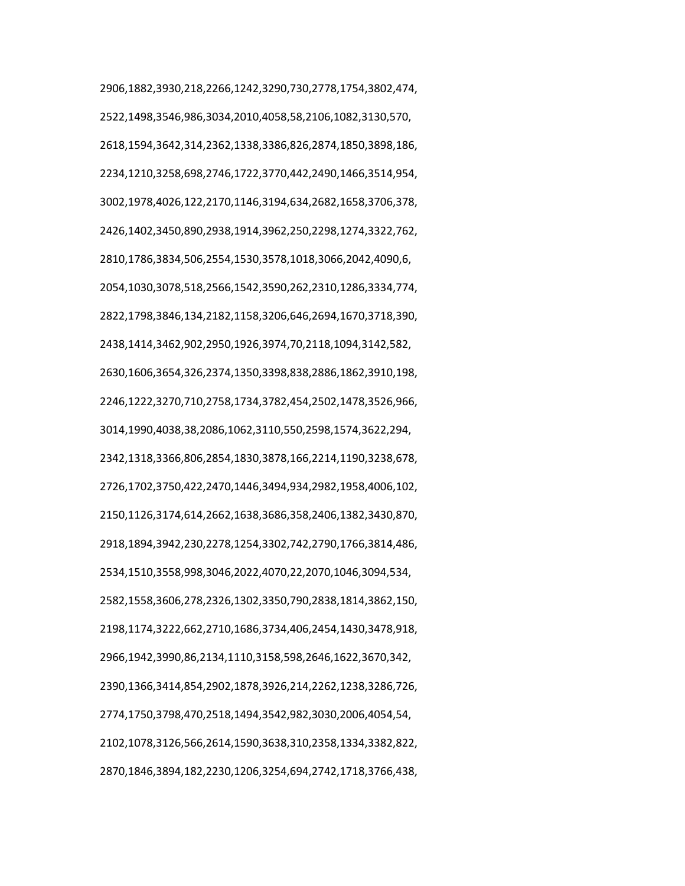2906,1882,3930,218,2266,1242,3290,730,2778,1754,3802,474,

2522,1498,3546,986,3034,2010,4058,58,2106,1082,3130,570,

2618,1594,3642,314,2362,1338,3386,826,2874,1850,3898,186,

2234,1210,3258,698,2746,1722,3770,442,2490,1466,3514,954,

3002,1978,4026,122,2170,1146,3194,634,2682,1658,3706,378,

2426,1402,3450,890,2938,1914,3962,250,2298,1274,3322,762,

2810,1786,3834,506,2554,1530,3578,1018,3066,2042,4090,6,

2054,1030,3078,518,2566,1542,3590,262,2310,1286,3334,774,

2822,1798,3846,134,2182,1158,3206,646,2694,1670,3718,390,

2438,1414,3462,902,2950,1926,3974,70,2118,1094,3142,582,

2630,1606,3654,326,2374,1350,3398,838,2886,1862,3910,198,

2246,1222,3270,710,2758,1734,3782,454,2502,1478,3526,966,

3014,1990,4038,38,2086,1062,3110,550,2598,1574,3622,294,

2342,1318,3366,806,2854,1830,3878,166,2214,1190,3238,678,

2726,1702,3750,422,2470,1446,3494,934,2982,1958,4006,102,

2150,1126,3174,614,2662,1638,3686,358,2406,1382,3430,870,

2918,1894,3942,230,2278,1254,3302,742,2790,1766,3814,486,

2534,1510,3558,998,3046,2022,4070,22,2070,1046,3094,534,

2582,1558,3606,278,2326,1302,3350,790,2838,1814,3862,150,

2198,1174,3222,662,2710,1686,3734,406,2454,1430,3478,918,

2966,1942,3990,86,2134,1110,3158,598,2646,1622,3670,342,

2390,1366,3414,854,2902,1878,3926,214,2262,1238,3286,726,

2774,1750,3798,470,2518,1494,3542,982,3030,2006,4054,54,

2102,1078,3126,566,2614,1590,3638,310,2358,1334,3382,822,

2870,1846,3894,182,2230,1206,3254,694,2742,1718,3766,438,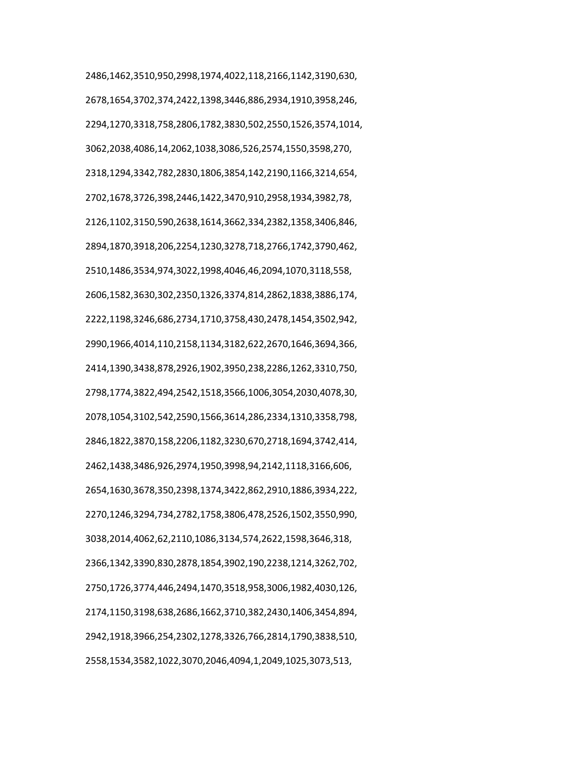2486,1462,3510,950,2998,1974,4022,118,2166,1142,3190,630,

2678,1654,3702,374,2422,1398,3446,886,2934,1910,3958,246,

2294,1270,3318,758,2806,1782,3830,502,2550,1526,3574,1014,

3062,2038,4086,14,2062,1038,3086,526,2574,1550,3598,270,

2318,1294,3342,782,2830,1806,3854,142,2190,1166,3214,654,

2702,1678,3726,398,2446,1422,3470,910,2958,1934,3982,78,

2126,1102,3150,590,2638,1614,3662,334,2382,1358,3406,846,

2894,1870,3918,206,2254,1230,3278,718,2766,1742,3790,462,

2510,1486,3534,974,3022,1998,4046,46,2094,1070,3118,558,

2606,1582,3630,302,2350,1326,3374,814,2862,1838,3886,174,

2222,1198,3246,686,2734,1710,3758,430,2478,1454,3502,942,

2990,1966,4014,110,2158,1134,3182,622,2670,1646,3694,366,

2414,1390,3438,878,2926,1902,3950,238,2286,1262,3310,750,

2798,1774,3822,494,2542,1518,3566,1006,3054,2030,4078,30,

2078,1054,3102,542,2590,1566,3614,286,2334,1310,3358,798,

2846,1822,3870,158,2206,1182,3230,670,2718,1694,3742,414,

2462,1438,3486,926,2974,1950,3998,94,2142,1118,3166,606,

2654,1630,3678,350,2398,1374,3422,862,2910,1886,3934,222,

2270,1246,3294,734,2782,1758,3806,478,2526,1502,3550,990,

3038,2014,4062,62,2110,1086,3134,574,2622,1598,3646,318,

2366,1342,3390,830,2878,1854,3902,190,2238,1214,3262,702,

2750,1726,3774,446,2494,1470,3518,958,3006,1982,4030,126,

2174,1150,3198,638,2686,1662,3710,382,2430,1406,3454,894,

2942,1918,3966,254,2302,1278,3326,766,2814,1790,3838,510,

2558,1534,3582,1022,3070,2046,4094,1,2049,1025,3073,513,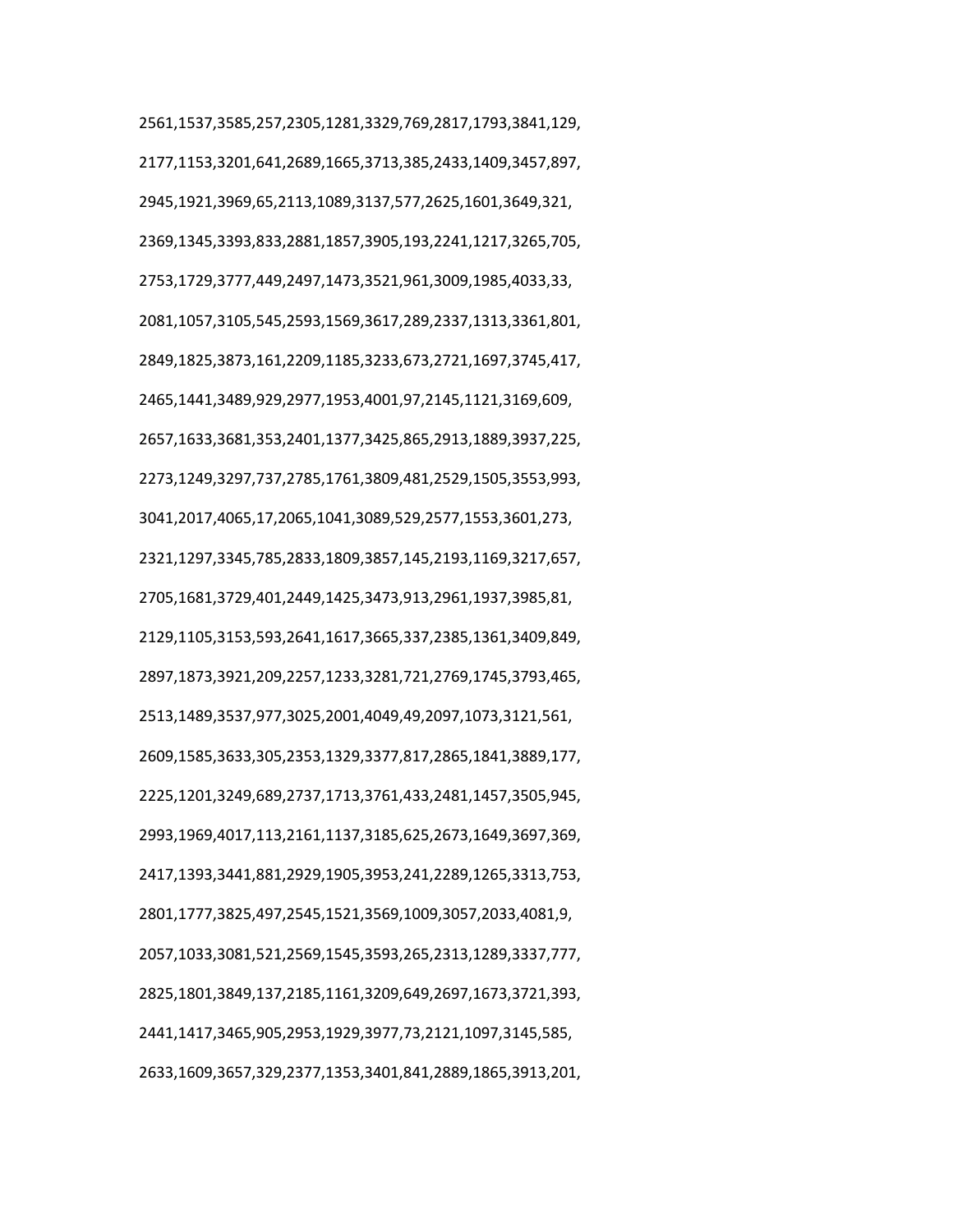2561,1537,3585,257,2305,1281,3329,769,2817,1793,3841,129,

2177,1153,3201,641,2689,1665,3713,385,2433,1409,3457,897,

2945,1921,3969,65,2113,1089,3137,577,2625,1601,3649,321,

2369,1345,3393,833,2881,1857,3905,193,2241,1217,3265,705,

2753,1729,3777,449,2497,1473,3521,961,3009,1985,4033,33,

2081,1057,3105,545,2593,1569,3617,289,2337,1313,3361,801,

2849,1825,3873,161,2209,1185,3233,673,2721,1697,3745,417,

2465,1441,3489,929,2977,1953,4001,97,2145,1121,3169,609,

2657,1633,3681,353,2401,1377,3425,865,2913,1889,3937,225,

2273,1249,3297,737,2785,1761,3809,481,2529,1505,3553,993,

3041,2017,4065,17,2065,1041,3089,529,2577,1553,3601,273,

2321,1297,3345,785,2833,1809,3857,145,2193,1169,3217,657,

2705,1681,3729,401,2449,1425,3473,913,2961,1937,3985,81,

2129,1105,3153,593,2641,1617,3665,337,2385,1361,3409,849,

2897,1873,3921,209,2257,1233,3281,721,2769,1745,3793,465,

2513,1489,3537,977,3025,2001,4049,49,2097,1073,3121,561,

2609,1585,3633,305,2353,1329,3377,817,2865,1841,3889,177,

2225,1201,3249,689,2737,1713,3761,433,2481,1457,3505,945,

2993,1969,4017,113,2161,1137,3185,625,2673,1649,3697,369,

2417,1393,3441,881,2929,1905,3953,241,2289,1265,3313,753,

2801,1777,3825,497,2545,1521,3569,1009,3057,2033,4081,9,

2057,1033,3081,521,2569,1545,3593,265,2313,1289,3337,777,

2825,1801,3849,137,2185,1161,3209,649,2697,1673,3721,393,

2441,1417,3465,905,2953,1929,3977,73,2121,1097,3145,585,

2633,1609,3657,329,2377,1353,3401,841,2889,1865,3913,201,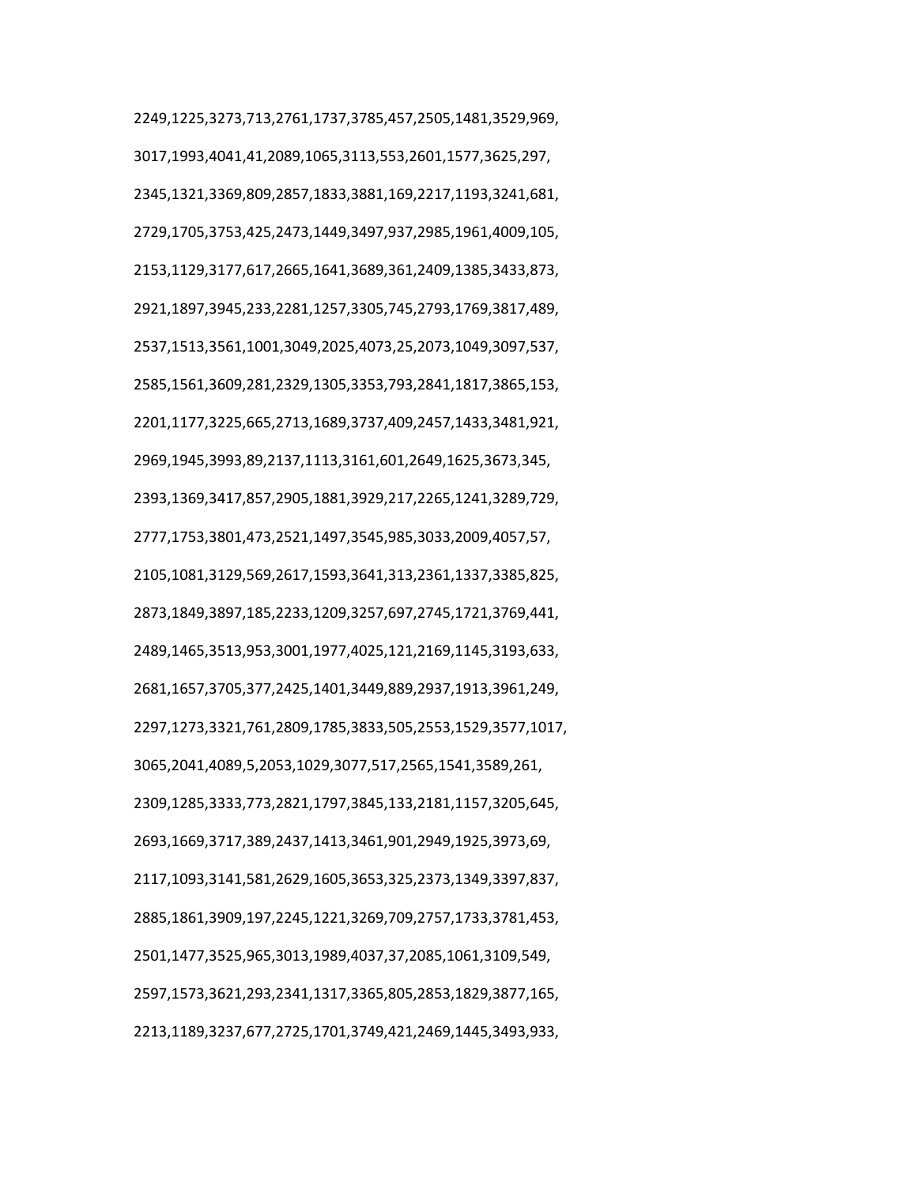2249,1225,3273,713,2761,1737,3785,457,2505,1481,3529,969,

3017,1993,4041,41,2089,1065,3113,553,2601,1577,3625,297,

2345,1321,3369,809,2857,1833,3881,169,2217,1193,3241,681,

2729,1705,3753,425,2473,1449,3497,937,2985,1961,4009,105,

2153,1129,3177,617,2665,1641,3689,361,2409,1385,3433,873,

2921,1897,3945,233,2281,1257,3305,745,2793,1769,3817,489,

2537,1513,3561,1001,3049,2025,4073,25,2073,1049,3097,537,

2585,1561,3609,281,2329,1305,3353,793,2841,1817,3865,153,

2201,1177,3225,665,2713,1689,3737,409,2457,1433,3481,921,

2969,1945,3993,89,2137,1113,3161,601,2649,1625,3673,345,

2393,1369,3417,857,2905,1881,3929,217,2265,1241,3289,729,

2777,1753,3801,473,2521,1497,3545,985,3033,2009,4057,57,

2105,1081,3129,569,2617,1593,3641,313,2361,1337,3385,825,

2873,1849,3897,185,2233,1209,3257,697,2745,1721,3769,441,

2489,1465,3513,953,3001,1977,4025,121,2169,1145,3193,633,

2681,1657,3705,377,2425,1401,3449,889,2937,1913,3961,249,

2297,1273,3321,761,2809,1785,3833,505,2553,1529,3577,1017,

3065,2041,4089,5,2053,1029,3077,517,2565,1541,3589,261,

2309,1285,3333,773,2821,1797,3845,133,2181,1157,3205,645,

2693,1669,3717,389,2437,1413,3461,901,2949,1925,3973,69,

2117,1093,3141,581,2629,1605,3653,325,2373,1349,3397,837,

2885,1861,3909,197,2245,1221,3269,709,2757,1733,3781,453,

2501,1477,3525,965,3013,1989,4037,37,2085,1061,3109,549,

2597,1573,3621,293,2341,1317,3365,805,2853,1829,3877,165,

2213,1189,3237,677,2725,1701,3749,421,2469,1445,3493,933,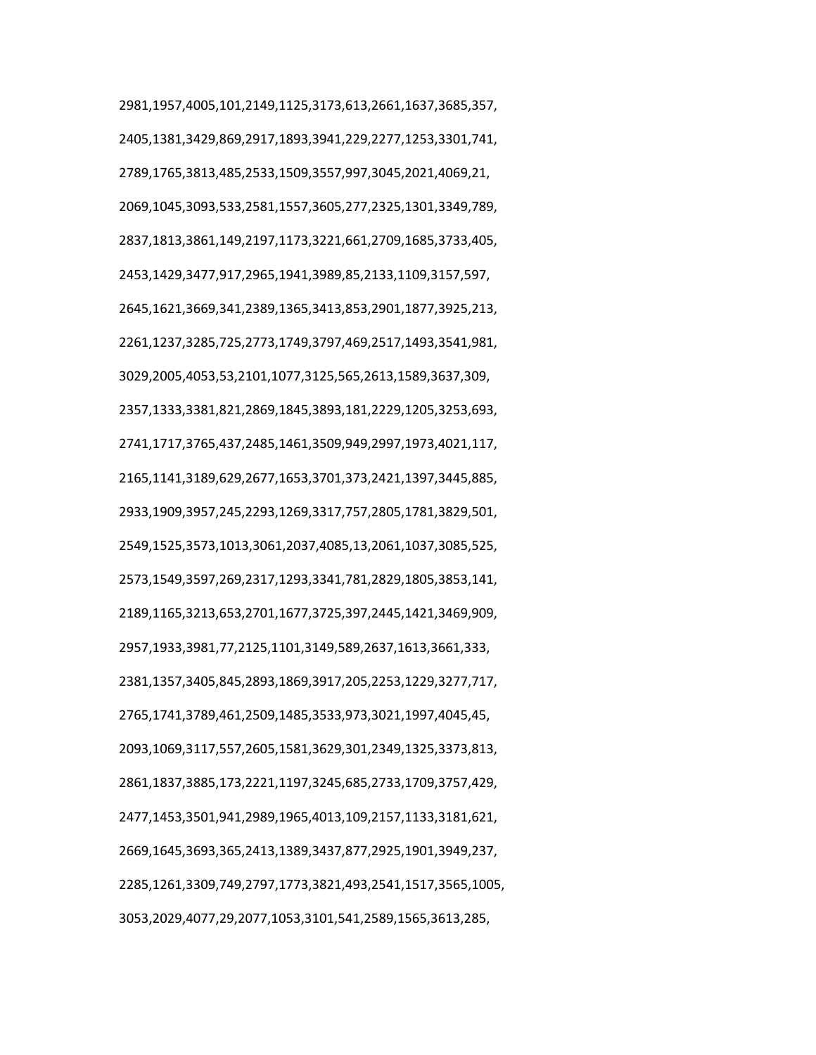2981,1957,4005,101,2149,1125,3173,613,2661,1637,3685,357,

2405,1381,3429,869,2917,1893,3941,229,2277,1253,3301,741,

2789,1765,3813,485,2533,1509,3557,997,3045,2021,4069,21,

2069,1045,3093,533,2581,1557,3605,277,2325,1301,3349,789,

2837,1813,3861,149,2197,1173,3221,661,2709,1685,3733,405,

2453,1429,3477,917,2965,1941,3989,85,2133,1109,3157,597,

2645,1621,3669,341,2389,1365,3413,853,2901,1877,3925,213,

2261,1237,3285,725,2773,1749,3797,469,2517,1493,3541,981,

3029,2005,4053,53,2101,1077,3125,565,2613,1589,3637,309,

2357,1333,3381,821,2869,1845,3893,181,2229,1205,3253,693,

2741,1717,3765,437,2485,1461,3509,949,2997,1973,4021,117,

2165,1141,3189,629,2677,1653,3701,373,2421,1397,3445,885,

2933,1909,3957,245,2293,1269,3317,757,2805,1781,3829,501,

2549,1525,3573,1013,3061,2037,4085,13,2061,1037,3085,525,

2573,1549,3597,269,2317,1293,3341,781,2829,1805,3853,141,

2189,1165,3213,653,2701,1677,3725,397,2445,1421,3469,909,

2957,1933,3981,77,2125,1101,3149,589,2637,1613,3661,333,

2381,1357,3405,845,2893,1869,3917,205,2253,1229,3277,717,

2765,1741,3789,461,2509,1485,3533,973,3021,1997,4045,45,

2093,1069,3117,557,2605,1581,3629,301,2349,1325,3373,813,

2861,1837,3885,173,2221,1197,3245,685,2733,1709,3757,429,

2477,1453,3501,941,2989,1965,4013,109,2157,1133,3181,621,

2669,1645,3693,365,2413,1389,3437,877,2925,1901,3949,237,

2285,1261,3309,749,2797,1773,3821,493,2541,1517,3565,1005,

3053,2029,4077,29,2077,1053,3101,541,2589,1565,3613,285,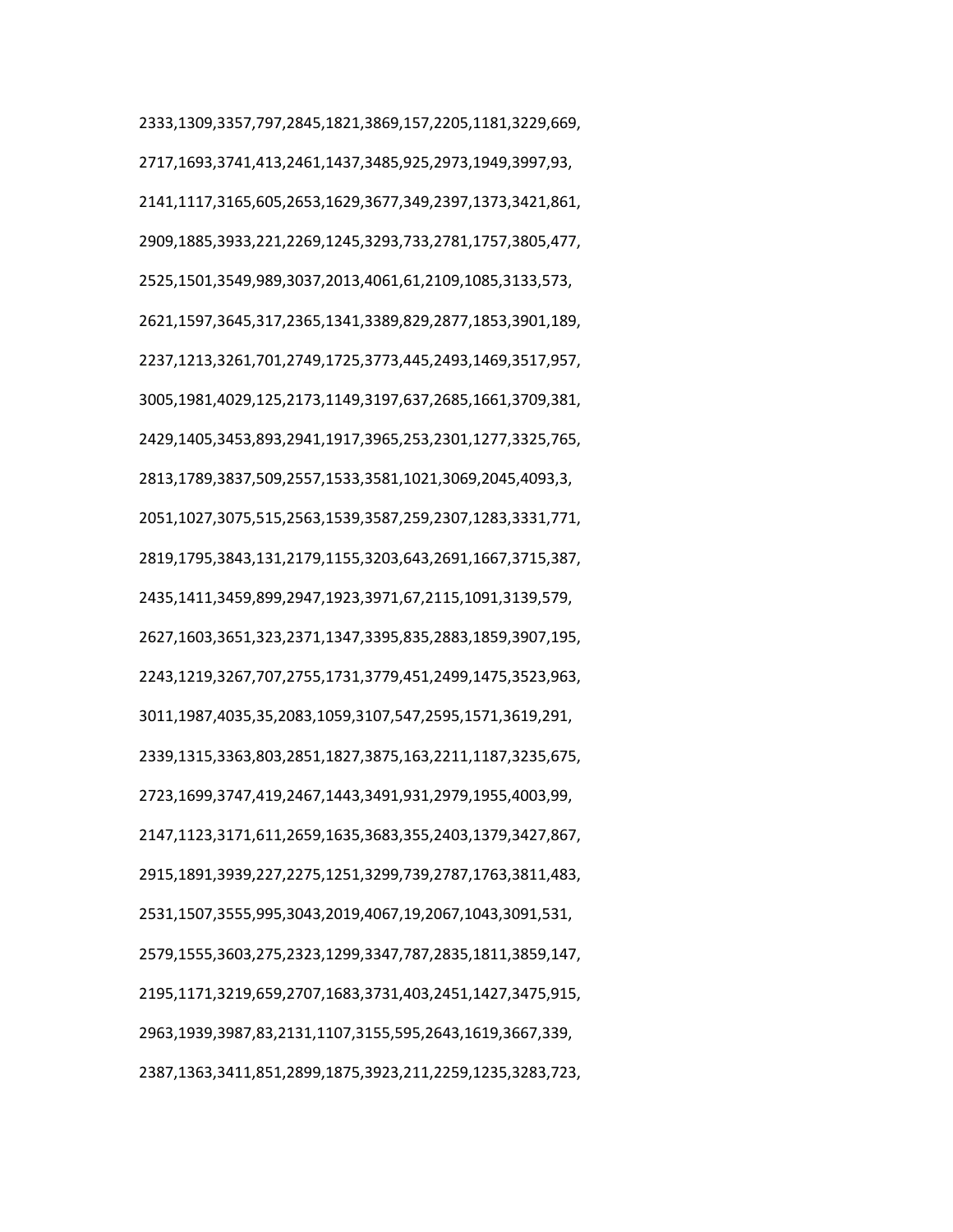2333,1309,3357,797,2845,1821,3869,157,2205,1181,3229,669,

2717,1693,3741,413,2461,1437,3485,925,2973,1949,3997,93,

2141,1117,3165,605,2653,1629,3677,349,2397,1373,3421,861,

2909,1885,3933,221,2269,1245,3293,733,2781,1757,3805,477,

2525,1501,3549,989,3037,2013,4061,61,2109,1085,3133,573,

2621,1597,3645,317,2365,1341,3389,829,2877,1853,3901,189,

2237,1213,3261,701,2749,1725,3773,445,2493,1469,3517,957,

3005,1981,4029,125,2173,1149,3197,637,2685,1661,3709,381,

2429,1405,3453,893,2941,1917,3965,253,2301,1277,3325,765,

2813,1789,3837,509,2557,1533,3581,1021,3069,2045,4093,3,

2051,1027,3075,515,2563,1539,3587,259,2307,1283,3331,771,

2819,1795,3843,131,2179,1155,3203,643,2691,1667,3715,387,

2435,1411,3459,899,2947,1923,3971,67,2115,1091,3139,579,

2627,1603,3651,323,2371,1347,3395,835,2883,1859,3907,195,

2243,1219,3267,707,2755,1731,3779,451,2499,1475,3523,963,

3011,1987,4035,35,2083,1059,3107,547,2595,1571,3619,291,

2339,1315,3363,803,2851,1827,3875,163,2211,1187,3235,675,

2723,1699,3747,419,2467,1443,3491,931,2979,1955,4003,99,

2147,1123,3171,611,2659,1635,3683,355,2403,1379,3427,867,

2915,1891,3939,227,2275,1251,3299,739,2787,1763,3811,483,

2531,1507,3555,995,3043,2019,4067,19,2067,1043,3091,531,

2579,1555,3603,275,2323,1299,3347,787,2835,1811,3859,147,

2195,1171,3219,659,2707,1683,3731,403,2451,1427,3475,915,

2963,1939,3987,83,2131,1107,3155,595,2643,1619,3667,339,

2387,1363,3411,851,2899,1875,3923,211,2259,1235,3283,723,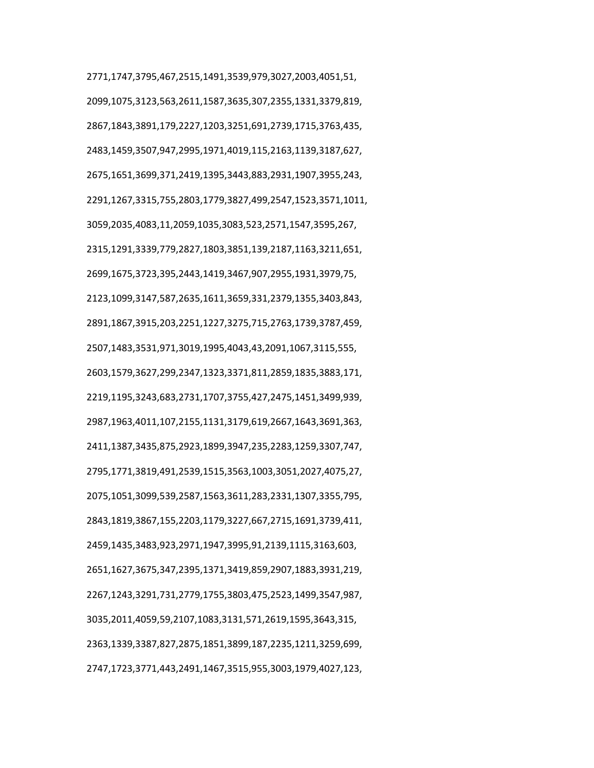2771,1747,3795,467,2515,1491,3539,979,3027,2003,4051,51,

2099,1075,3123,563,2611,1587,3635,307,2355,1331,3379,819,

2867,1843,3891,179,2227,1203,3251,691,2739,1715,3763,435,

2483,1459,3507,947,2995,1971,4019,115,2163,1139,3187,627,

2675,1651,3699,371,2419,1395,3443,883,2931,1907,3955,243,

2291,1267,3315,755,2803,1779,3827,499,2547,1523,3571,1011,

3059,2035,4083,11,2059,1035,3083,523,2571,1547,3595,267,

2315,1291,3339,779,2827,1803,3851,139,2187,1163,3211,651,

2699,1675,3723,395,2443,1419,3467,907,2955,1931,3979,75,

2123,1099,3147,587,2635,1611,3659,331,2379,1355,3403,843,

2891,1867,3915,203,2251,1227,3275,715,2763,1739,3787,459,

2507,1483,3531,971,3019,1995,4043,43,2091,1067,3115,555,

2603,1579,3627,299,2347,1323,3371,811,2859,1835,3883,171,

2219,1195,3243,683,2731,1707,3755,427,2475,1451,3499,939,

2987,1963,4011,107,2155,1131,3179,619,2667,1643,3691,363,

2411,1387,3435,875,2923,1899,3947,235,2283,1259,3307,747,

2795,1771,3819,491,2539,1515,3563,1003,3051,2027,4075,27,

2075,1051,3099,539,2587,1563,3611,283,2331,1307,3355,795,

2843,1819,3867,155,2203,1179,3227,667,2715,1691,3739,411,

2459,1435,3483,923,2971,1947,3995,91,2139,1115,3163,603,

2651,1627,3675,347,2395,1371,3419,859,2907,1883,3931,219,

2267,1243,3291,731,2779,1755,3803,475,2523,1499,3547,987,

3035,2011,4059,59,2107,1083,3131,571,2619,1595,3643,315,

2363,1339,3387,827,2875,1851,3899,187,2235,1211,3259,699,

2747,1723,3771,443,2491,1467,3515,955,3003,1979,4027,123,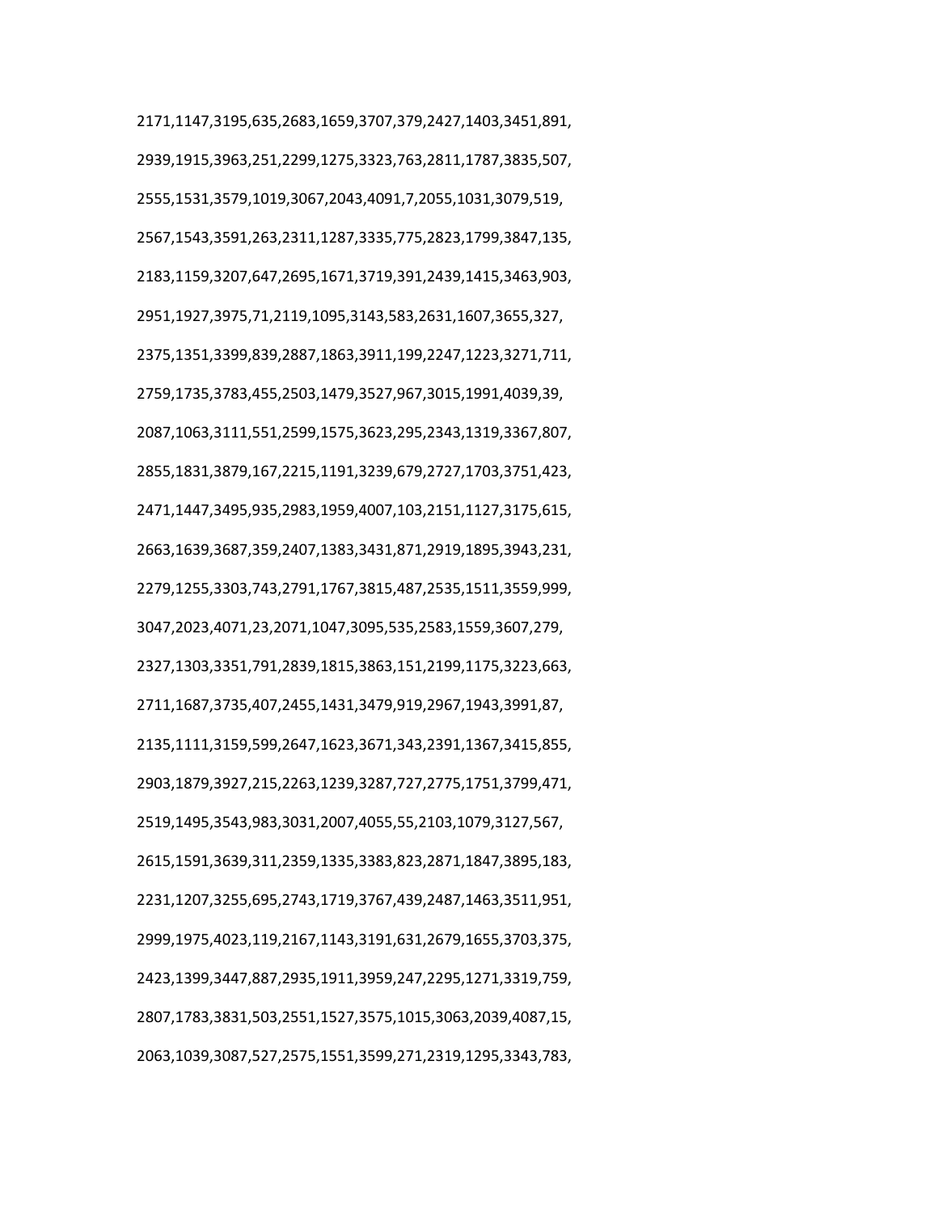2171,1147,3195,635,2683,1659,3707,379,2427,1403,3451,891,

2939,1915,3963,251,2299,1275,3323,763,2811,1787,3835,507,

2555,1531,3579,1019,3067,2043,4091,7,2055,1031,3079,519,

2567,1543,3591,263,2311,1287,3335,775,2823,1799,3847,135,

2183,1159,3207,647,2695,1671,3719,391,2439,1415,3463,903,

2951,1927,3975,71,2119,1095,3143,583,2631,1607,3655,327,

2375,1351,3399,839,2887,1863,3911,199,2247,1223,3271,711,

2759,1735,3783,455,2503,1479,3527,967,3015,1991,4039,39,

2087,1063,3111,551,2599,1575,3623,295,2343,1319,3367,807,

2855,1831,3879,167,2215,1191,3239,679,2727,1703,3751,423,

2471,1447,3495,935,2983,1959,4007,103,2151,1127,3175,615,

2663,1639,3687,359,2407,1383,3431,871,2919,1895,3943,231,

2279,1255,3303,743,2791,1767,3815,487,2535,1511,3559,999,

3047,2023,4071,23,2071,1047,3095,535,2583,1559,3607,279,

2327,1303,3351,791,2839,1815,3863,151,2199,1175,3223,663,

2711,1687,3735,407,2455,1431,3479,919,2967,1943,3991,87,

2135,1111,3159,599,2647,1623,3671,343,2391,1367,3415,855,

2903,1879,3927,215,2263,1239,3287,727,2775,1751,3799,471,

2519,1495,3543,983,3031,2007,4055,55,2103,1079,3127,567,

2615,1591,3639,311,2359,1335,3383,823,2871,1847,3895,183,

2231,1207,3255,695,2743,1719,3767,439,2487,1463,3511,951,

2999,1975,4023,119,2167,1143,3191,631,2679,1655,3703,375,

2423,1399,3447,887,2935,1911,3959,247,2295,1271,3319,759,

2807,1783,3831,503,2551,1527,3575,1015,3063,2039,4087,15,

2063,1039,3087,527,2575,1551,3599,271,2319,1295,3343,783,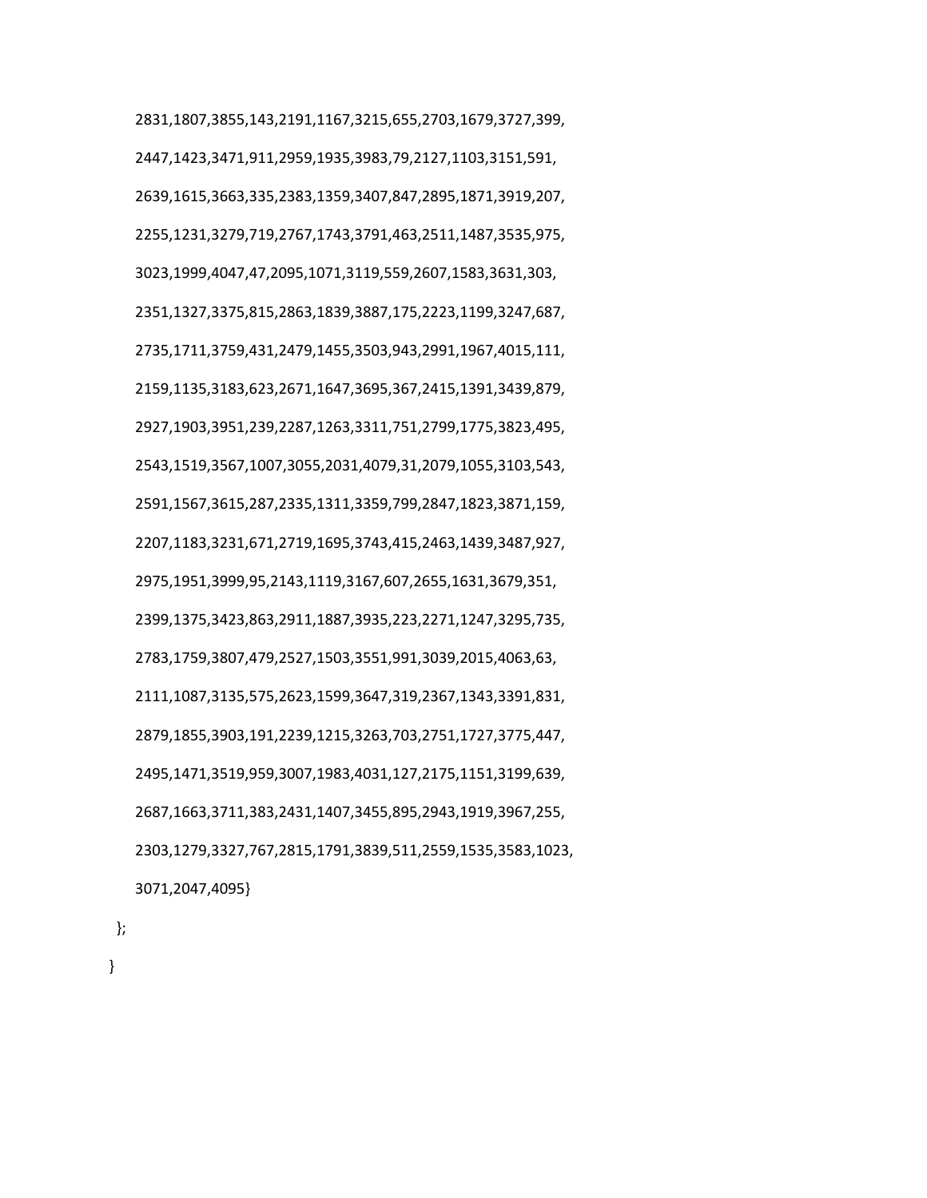```
    2831,1807,3855,143,2191,1167,3215,655,2703,1679,3727,399,
    2447,1423,3471,911,2959,1935,3983,79,2127,1103,3151,591,
    2639,1615,3663,335,2383,1359,3407,847,2895,1871,3919,207,
    2255,1231,3279,719,2767,1743,3791,463,2511,1487,3535,975,
    3023,1999,4047,47,2095,1071,3119,559,2607,1583,3631,303,
    2351,1327,3375,815,2863,1839,3887,175,2223,1199,3247,687,
    2735,1711,3759,431,2479,1455,3503,943,2991,1967,4015,111,
    2159,1135,3183,623,2671,1647,3695,367,2415,1391,3439,879,
    2927,1903,3951,239,2287,1263,3311,751,2799,1775,3823,495,
    2543,1519,3567,1007,3055,2031,4079,31,2079,1055,3103,543,
    2591,1567,3615,287,2335,1311,3359,799,2847,1823,3871,159,
    2207,1183,3231,671,2719,1695,3743,415,2463,1439,3487,927,
    2975,1951,3999,95,2143,1119,3167,607,2655,1631,3679,351,
    2399,1375,3423,863,2911,1887,3935,223,2271,1247,3295,735,
    2783,1759,3807,479,2527,1503,3551,991,3039,2015,4063,63,
    2111,1087,3135,575,2623,1599,3647,319,2367,1343,3391,831,
    2879,1855,3903,191,2239,1215,3263,703,2751,1727,3775,447,
    2495,1471,3519,959,3007,1983,4031,127,2175,1151,3199,639,
    2687,1663,3711,383,2431,1407,3455,895,2943,1919,3967,255,
    2303,1279,3327,767,2815,1791,3839,511,2559,1535,3583,1023,
    3071,2047,4095}
  };
}
```